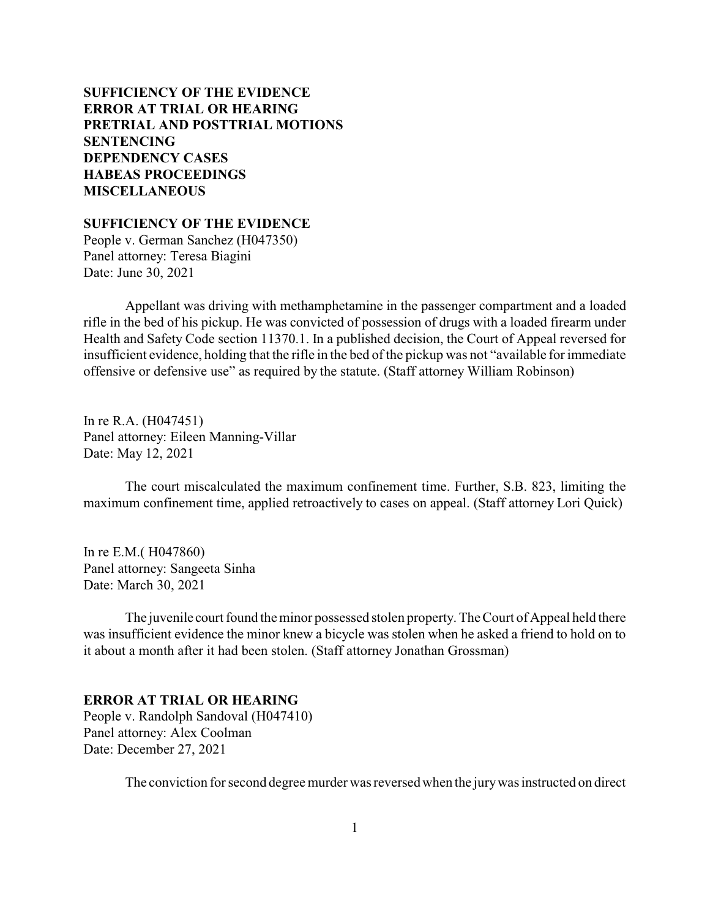**SUFFICIENCY OF THE EVIDENCE**
**ERROR AT TRIAL OR HEARING**
**PRETRIAL AND POSTTRIAL MOTIONS**
**SENTENCING**
**DEPENDENCY CASES**
**HABEAS PROCEEDINGS**
**MISCELLANEOUS**

## SUFFICIENCY OF THE EVIDENCE

People v. German Sanchez (H047350)
Panel attorney: Teresa Biagini
Date: June 30, 2021

Appellant was driving with methamphetamine in the passenger compartment and a loaded rifle in the bed of his pickup. He was convicted of possession of drugs with a loaded firearm under Health and Safety Code section 11370.1. In a published decision, the Court of Appeal reversed for insufficient evidence, holding that the rifle in the bed of the pickup was not "available for immediate offensive or defensive use" as required by the statute. (Staff attorney William Robinson)

In re R.A. (H047451)
Panel attorney: Eileen Manning-Villar
Date: May 12, 2021

The court miscalculated the maximum confinement time. Further, S.B. 823, limiting the maximum confinement time, applied retroactively to cases on appeal. (Staff attorney Lori Quick)

In re E.M.( H047860)
Panel attorney: Sangeeta Sinha
Date: March 30, 2021

The juvenile court found the minor possessed stolen property. The Court of Appeal held there was insufficient evidence the minor knew a bicycle was stolen when he asked a friend to hold on to it about a month after it had been stolen. (Staff attorney Jonathan Grossman)

## ERROR AT TRIAL OR HEARING

People v. Randolph Sandoval (H047410)
Panel attorney: Alex Coolman
Date: December 27, 2021

The conviction for second degree murder was reversed when the jury was instructed on direct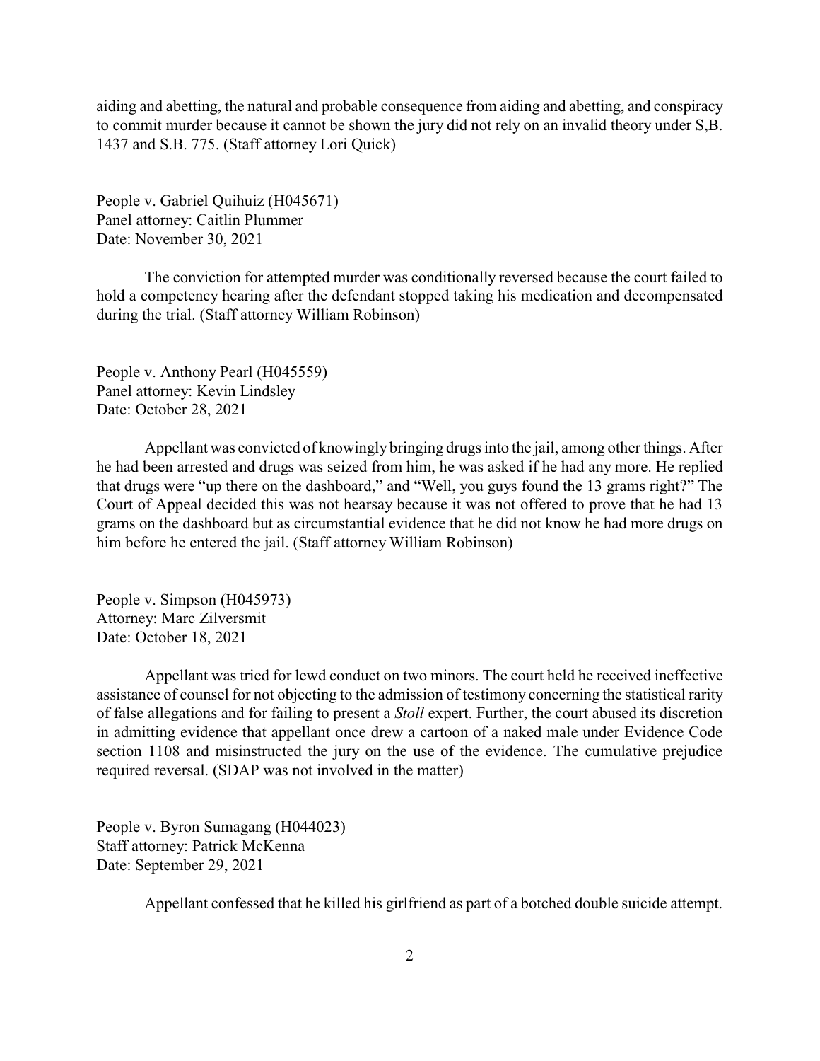aiding and abetting, the natural and probable consequence from aiding and abetting, and conspiracy to commit murder because it cannot be shown the jury did not rely on an invalid theory under S,B. 1437 and S.B. 775. (Staff attorney Lori Quick)

People v. Gabriel Quihuiz (H045671)
Panel attorney: Caitlin Plummer
Date: November 30, 2021

The conviction for attempted murder was conditionally reversed because the court failed to hold a competency hearing after the defendant stopped taking his medication and decompensated during the trial. (Staff attorney William Robinson)

People v. Anthony Pearl (H045559)
Panel attorney: Kevin Lindsley
Date: October 28, 2021

Appellant was convicted of knowingly bringing drugs into the jail, among other things. After he had been arrested and drugs was seized from him, he was asked if he had any more. He replied that drugs were "up there on the dashboard," and "Well, you guys found the 13 grams right?" The Court of Appeal decided this was not hearsay because it was not offered to prove that he had 13 grams on the dashboard but as circumstantial evidence that he did not know he had more drugs on him before he entered the jail. (Staff attorney William Robinson)

People v. Simpson (H045973)
Attorney: Marc Zilversmit
Date: October 18, 2021

Appellant was tried for lewd conduct on two minors. The court held he received ineffective assistance of counsel for not objecting to the admission of testimony concerning the statistical rarity of false allegations and for failing to present a *Stoll* expert. Further, the court abused its discretion in admitting evidence that appellant once drew a cartoon of a naked male under Evidence Code section 1108 and misinstructed the jury on the use of the evidence. The cumulative prejudice required reversal. (SDAP was not involved in the matter)

People v. Byron Sumagang (H044023)
Staff attorney: Patrick McKenna
Date: September 29, 2021

Appellant confessed that he killed his girlfriend as part of a botched double suicide attempt.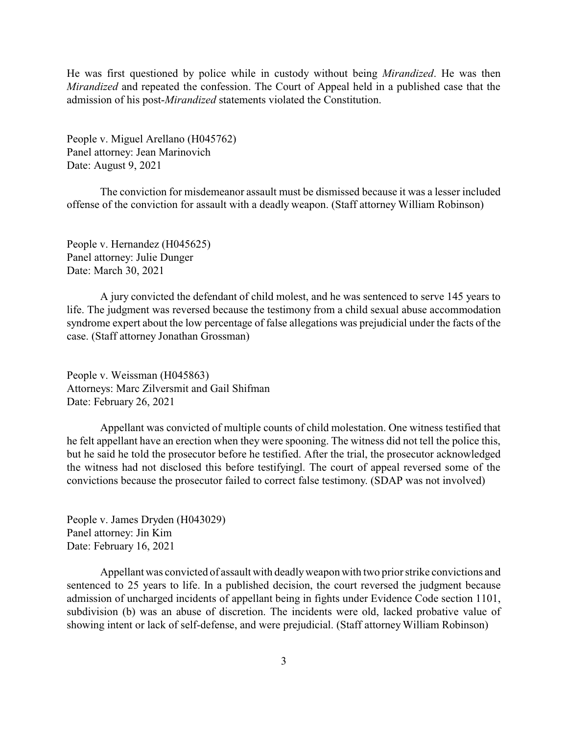He was first questioned by police while in custody without being *Mirandized*. He was then *Mirandized* and repeated the confession. The Court of Appeal held in a published case that the admission of his post-*Mirandized* statements violated the Constitution.

People v. Miguel Arellano (H045762)
Panel attorney: Jean Marinovich
Date: August 9, 2021

The conviction for misdemeanor assault must be dismissed because it was a lesser included offense of the conviction for assault with a deadly weapon. (Staff attorney William Robinson)

People v. Hernandez (H045625)
Panel attorney: Julie Dunger
Date: March 30, 2021

A jury convicted the defendant of child molest, and he was sentenced to serve 145 years to life. The judgment was reversed because the testimony from a child sexual abuse accommodation syndrome expert about the low percentage of false allegations was prejudicial under the facts of the case. (Staff attorney Jonathan Grossman)

People v. Weissman (H045863)
Attorneys: Marc Zilversmit and Gail Shifman
Date: February 26, 2021

Appellant was convicted of multiple counts of child molestation. One witness testified that he felt appellant have an erection when they were spooning. The witness did not tell the police this, but he said he told the prosecutor before he testified. After the trial, the prosecutor acknowledged the witness had not disclosed this before testifyingl. The court of appeal reversed some of the convictions because the prosecutor failed to correct false testimony. (SDAP was not involved)

People v. James Dryden (H043029)
Panel attorney: Jin Kim
Date: February 16, 2021

Appellant was convicted of assault with deadly weapon with two prior strike convictions and sentenced to 25 years to life. In a published decision, the court reversed the judgment because admission of uncharged incidents of appellant being in fights under Evidence Code section 1101, subdivision (b) was an abuse of discretion. The incidents were old, lacked probative value of showing intent or lack of self-defense, and were prejudicial. (Staff attorney William Robinson)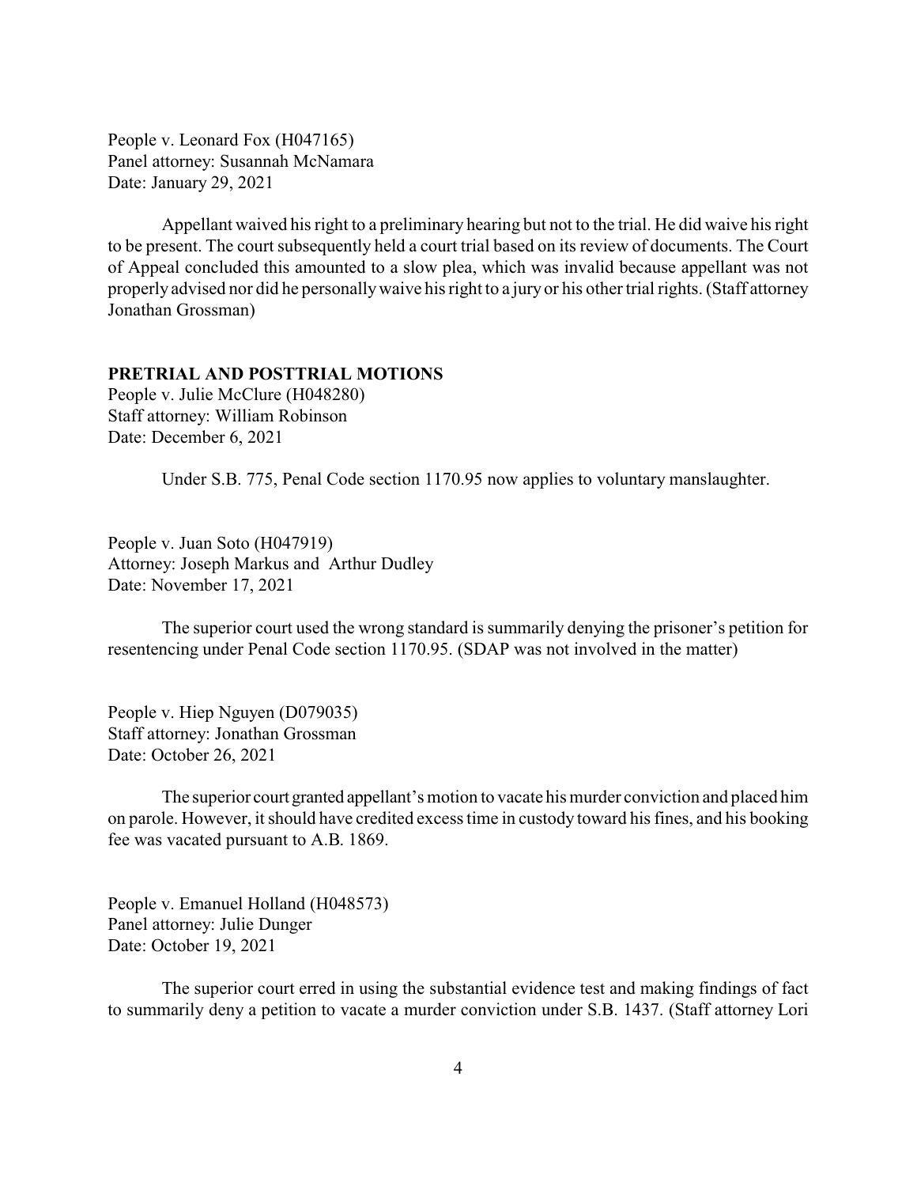People v. Leonard Fox (H047165)
Panel attorney: Susannah McNamara
Date: January 29, 2021

Appellant waived his right to a preliminary hearing but not to the trial. He did waive his right to be present. The court subsequently held a court trial based on its review of documents. The Court of Appeal concluded this amounted to a slow plea, which was invalid because appellant was not properly advised nor did he personally waive his right to a jury or his other trial rights. (Staff attorney Jonathan Grossman)

## PRETRIAL AND POSTTRIAL MOTIONS

People v. Julie McClure (H048280)
Staff attorney: William Robinson
Date: December 6, 2021

Under S.B. 775, Penal Code section 1170.95 now applies to voluntary manslaughter.

People v. Juan Soto (H047919)
Attorney: Joseph Markus and Arthur Dudley
Date: November 17, 2021

The superior court used the wrong standard is summarily denying the prisoner's petition for resentencing under Penal Code section 1170.95. (SDAP was not involved in the matter)

People v. Hiep Nguyen (D079035)
Staff attorney: Jonathan Grossman
Date: October 26, 2021

The superior court granted appellant's motion to vacate his murder conviction and placed him on parole. However, it should have credited excess time in custody toward his fines, and his booking fee was vacated pursuant to A.B. 1869.

People v. Emanuel Holland (H048573)
Panel attorney: Julie Dunger
Date: October 19, 2021

The superior court erred in using the substantial evidence test and making findings of fact to summarily deny a petition to vacate a murder conviction under S.B. 1437. (Staff attorney Lori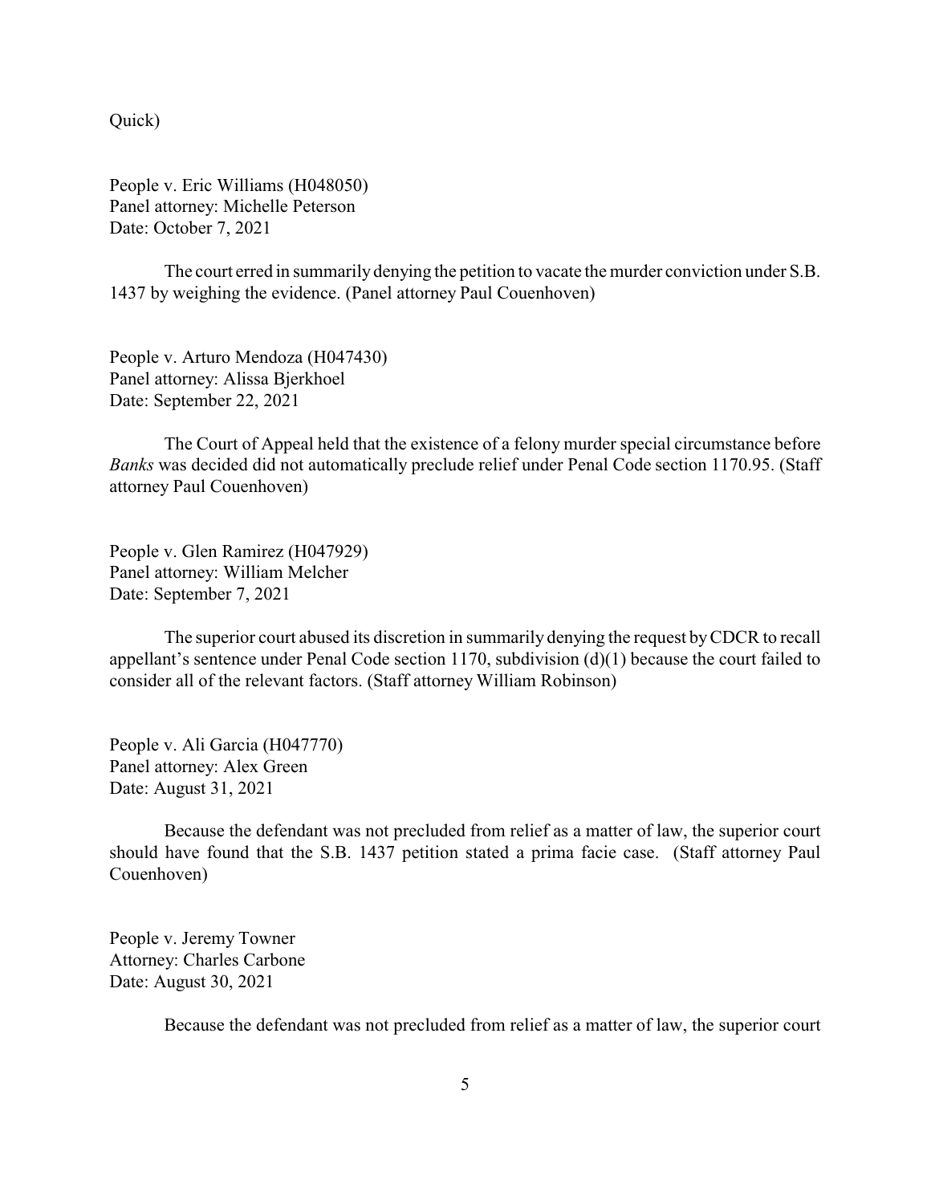Quick)

People v. Eric Williams (H048050)
Panel attorney: Michelle Peterson
Date: October 7, 2021

The court erred in summarily denying the petition to vacate the murder conviction under S.B. 1437 by weighing the evidence. (Panel attorney Paul Couenhoven)

People v. Arturo Mendoza (H047430)
Panel attorney: Alissa Bjerkhoel
Date: September 22, 2021

The Court of Appeal held that the existence of a felony murder special circumstance before *Banks* was decided did not automatically preclude relief under Penal Code section 1170.95. (Staff attorney Paul Couenhoven)

People v. Glen Ramirez (H047929)
Panel attorney: William Melcher
Date: September 7, 2021

The superior court abused its discretion in summarily denying the request by CDCR to recall appellant's sentence under Penal Code section 1170, subdivision (d)(1) because the court failed to consider all of the relevant factors. (Staff attorney William Robinson)

People v. Ali Garcia (H047770)
Panel attorney: Alex Green
Date: August 31, 2021

Because the defendant was not precluded from relief as a matter of law, the superior court should have found that the S.B. 1437 petition stated a prima facie case. (Staff attorney Paul Couenhoven)

People v. Jeremy Towner
Attorney: Charles Carbone
Date: August 30, 2021

Because the defendant was not precluded from relief as a matter of law, the superior court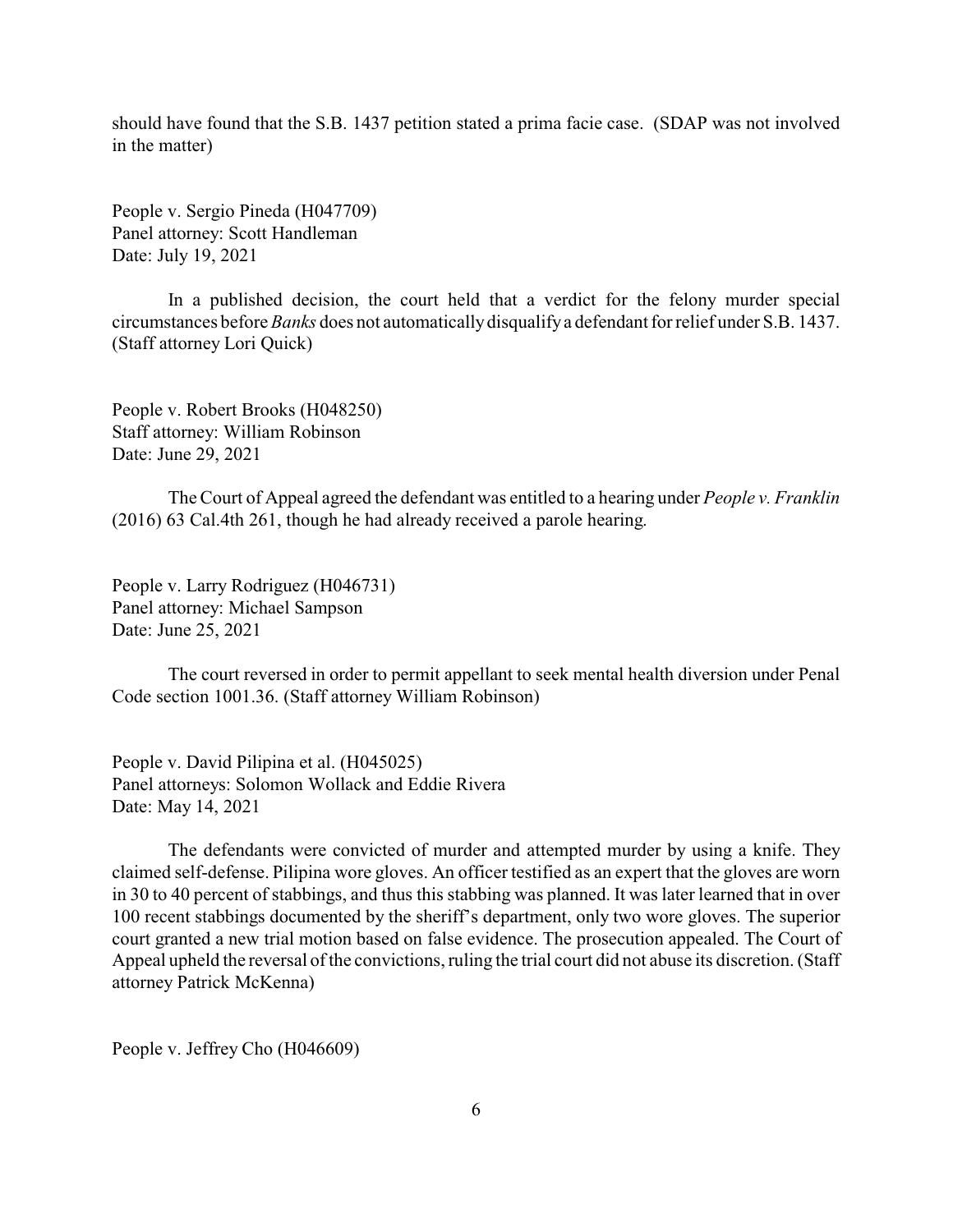should have found that the S.B. 1437 petition stated a prima facie case. (SDAP was not involved in the matter)

People v. Sergio Pineda (H047709)
Panel attorney: Scott Handleman
Date: July 19, 2021

In a published decision, the court held that a verdict for the felony murder special circumstances before *Banks* does not automatically disqualify a defendant for relief under S.B. 1437. (Staff attorney Lori Quick)

People v. Robert Brooks (H048250)
Staff attorney: William Robinson
Date: June 29, 2021

The Court of Appeal agreed the defendant was entitled to a hearing under *People v. Franklin* (2016) 63 Cal.4th 261, though he had already received a parole hearing.

People v. Larry Rodriguez (H046731)
Panel attorney: Michael Sampson
Date: June 25, 2021

The court reversed in order to permit appellant to seek mental health diversion under Penal Code section 1001.36. (Staff attorney William Robinson)

People v. David Pilipina et al. (H045025)
Panel attorneys: Solomon Wollack and Eddie Rivera
Date: May 14, 2021

The defendants were convicted of murder and attempted murder by using a knife. They claimed self-defense. Pilipina wore gloves. An officer testified as an expert that the gloves are worn in 30 to 40 percent of stabbings, and thus this stabbing was planned. It was later learned that in over 100 recent stabbings documented by the sheriff's department, only two wore gloves. The superior court granted a new trial motion based on false evidence. The prosecution appealed. The Court of Appeal upheld the reversal of the convictions, ruling the trial court did not abuse its discretion. (Staff attorney Patrick McKenna)

People v. Jeffrey Cho (H046609)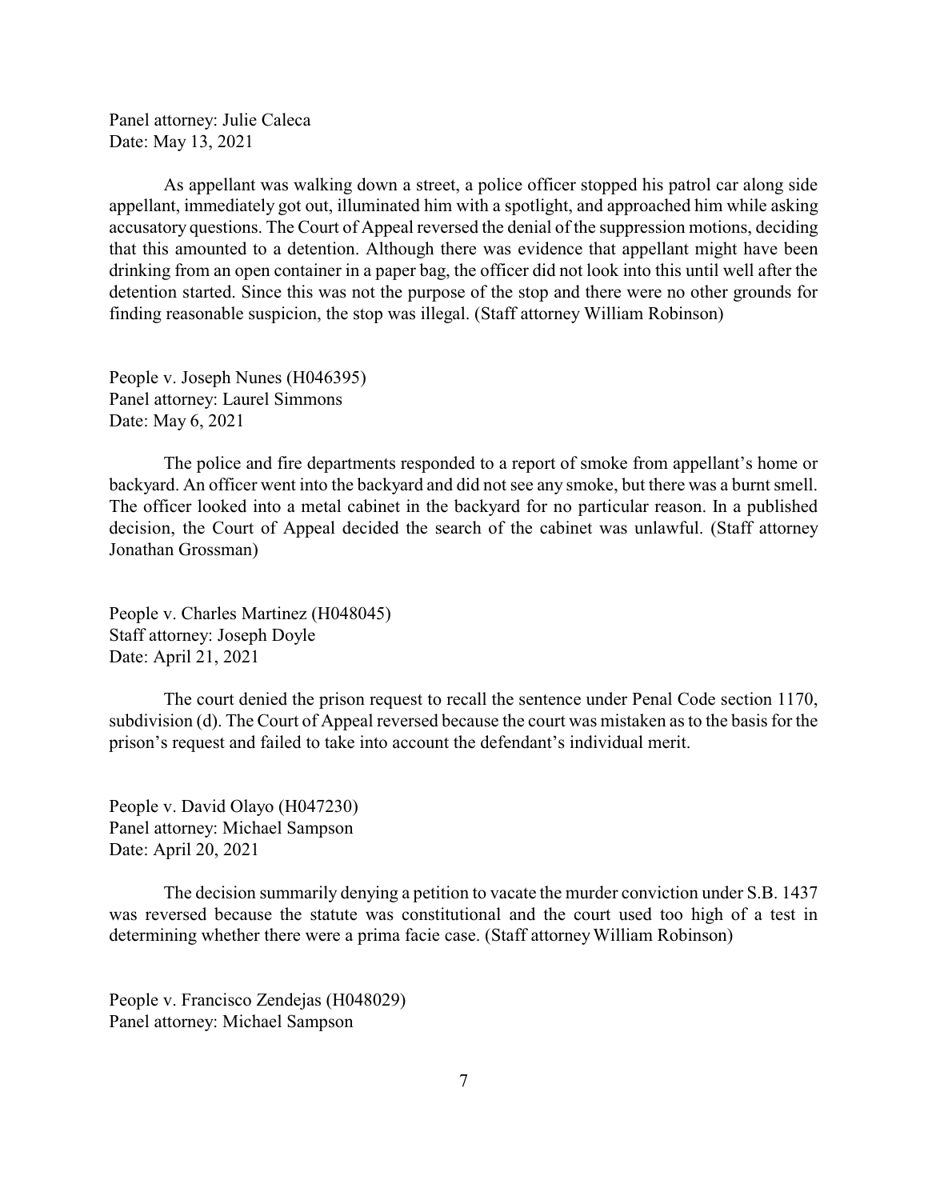Panel attorney: Julie Caleca
Date: May 13, 2021

As appellant was walking down a street, a police officer stopped his patrol car along side appellant, immediately got out, illuminated him with a spotlight, and approached him while asking accusatory questions. The Court of Appeal reversed the denial of the suppression motions, deciding that this amounted to a detention. Although there was evidence that appellant might have been drinking from an open container in a paper bag, the officer did not look into this until well after the detention started. Since this was not the purpose of the stop and there were no other grounds for finding reasonable suspicion, the stop was illegal. (Staff attorney William Robinson)

People v. Joseph Nunes (H046395)
Panel attorney: Laurel Simmons
Date: May 6, 2021

The police and fire departments responded to a report of smoke from appellant's home or backyard. An officer went into the backyard and did not see any smoke, but there was a burnt smell. The officer looked into a metal cabinet in the backyard for no particular reason. In a published decision, the Court of Appeal decided the search of the cabinet was unlawful. (Staff attorney Jonathan Grossman)

People v. Charles Martinez (H048045)
Staff attorney: Joseph Doyle
Date: April 21, 2021

The court denied the prison request to recall the sentence under Penal Code section 1170, subdivision (d). The Court of Appeal reversed because the court was mistaken as to the basis for the prison's request and failed to take into account the defendant's individual merit.

People v. David Olayo (H047230)
Panel attorney: Michael Sampson
Date: April 20, 2021

The decision summarily denying a petition to vacate the murder conviction under S.B. 1437 was reversed because the statute was constitutional and the court used too high of a test in determining whether there were a prima facie case. (Staff attorney William Robinson)

People v. Francisco Zendejas (H048029)
Panel attorney: Michael Sampson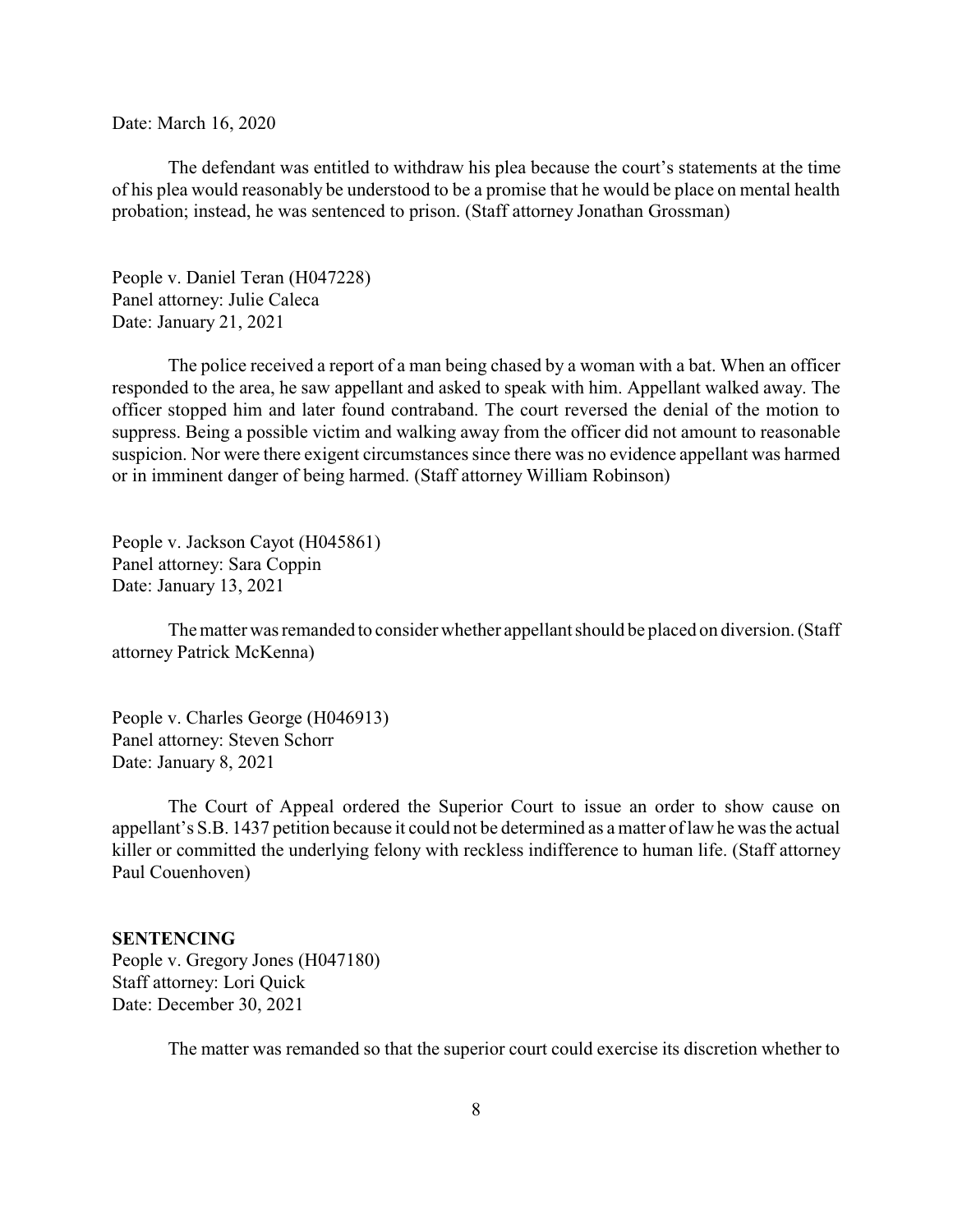Date: March 16, 2020

The defendant was entitled to withdraw his plea because the court's statements at the time of his plea would reasonably be understood to be a promise that he would be place on mental health probation; instead, he was sentenced to prison. (Staff attorney Jonathan Grossman)

People v. Daniel Teran (H047228)
Panel attorney: Julie Caleca
Date: January 21, 2021

The police received a report of a man being chased by a woman with a bat. When an officer responded to the area, he saw appellant and asked to speak with him. Appellant walked away. The officer stopped him and later found contraband. The court reversed the denial of the motion to suppress. Being a possible victim and walking away from the officer did not amount to reasonable suspicion. Nor were there exigent circumstances since there was no evidence appellant was harmed or in imminent danger of being harmed. (Staff attorney William Robinson)

People v. Jackson Cayot (H045861)
Panel attorney: Sara Coppin
Date: January 13, 2021

The matter was remanded to consider whether appellant should be placed on diversion. (Staff attorney Patrick McKenna)

People v. Charles George (H046913)
Panel attorney: Steven Schorr
Date: January 8, 2021

The Court of Appeal ordered the Superior Court to issue an order to show cause on appellant's S.B. 1437 petition because it could not be determined as a matter of law he was the actual killer or committed the underlying felony with reckless indifference to human life. (Staff attorney Paul Couenhoven)

**SENTENCING**

People v. Gregory Jones (H047180)
Staff attorney: Lori Quick
Date: December 30, 2021

The matter was remanded so that the superior court could exercise its discretion whether to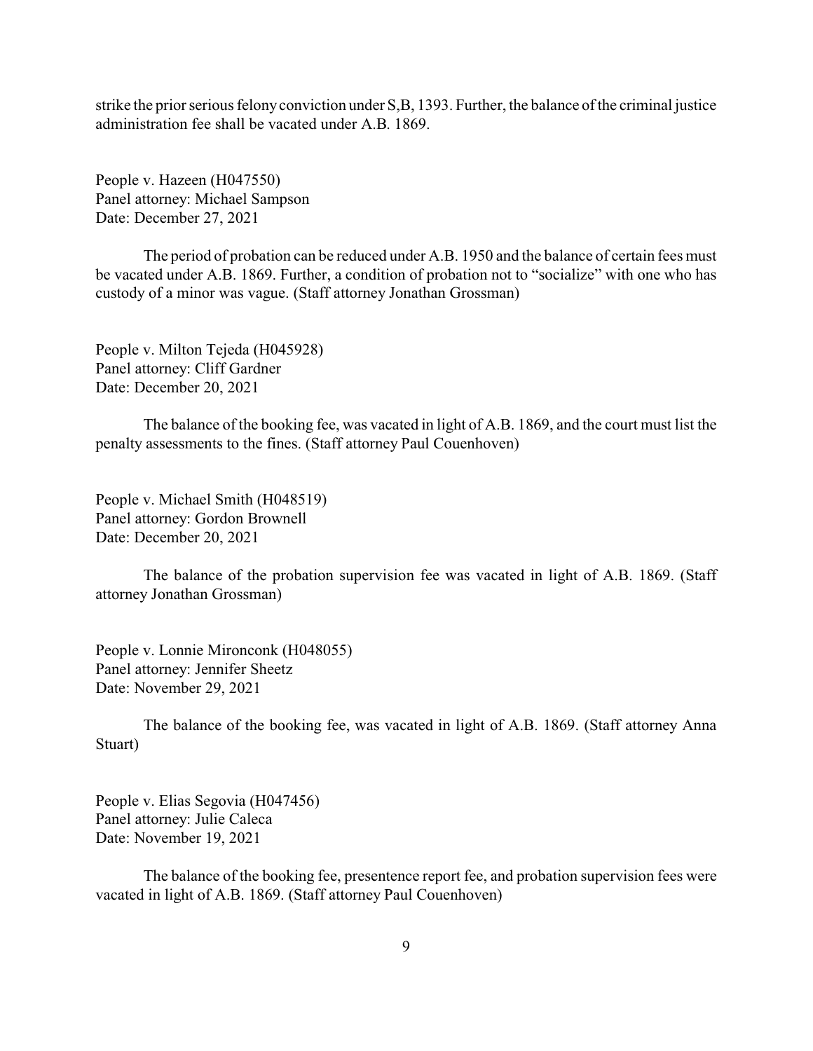strike the prior serious felony conviction under S,B, 1393. Further, the balance of the criminal justice administration fee shall be vacated under A.B. 1869.

People v. Hazeen (H047550)
Panel attorney: Michael Sampson
Date: December 27, 2021

The period of probation can be reduced under A.B. 1950 and the balance of certain fees must be vacated under A.B. 1869. Further, a condition of probation not to "socialize" with one who has custody of a minor was vague. (Staff attorney Jonathan Grossman)

People v. Milton Tejeda (H045928)
Panel attorney: Cliff Gardner
Date: December 20, 2021

The balance of the booking fee, was vacated in light of A.B. 1869, and the court must list the penalty assessments to the fines. (Staff attorney Paul Couenhoven)

People v. Michael Smith (H048519)
Panel attorney: Gordon Brownell
Date: December 20, 2021

The balance of the probation supervision fee was vacated in light of A.B. 1869. (Staff attorney Jonathan Grossman)

People v. Lonnie Mironconk (H048055)
Panel attorney: Jennifer Sheetz
Date: November 29, 2021

The balance of the booking fee, was vacated in light of A.B. 1869. (Staff attorney Anna Stuart)

People v. Elias Segovia (H047456)
Panel attorney: Julie Caleca
Date: November 19, 2021

The balance of the booking fee, presentence report fee, and probation supervision fees were vacated in light of A.B. 1869. (Staff attorney Paul Couenhoven)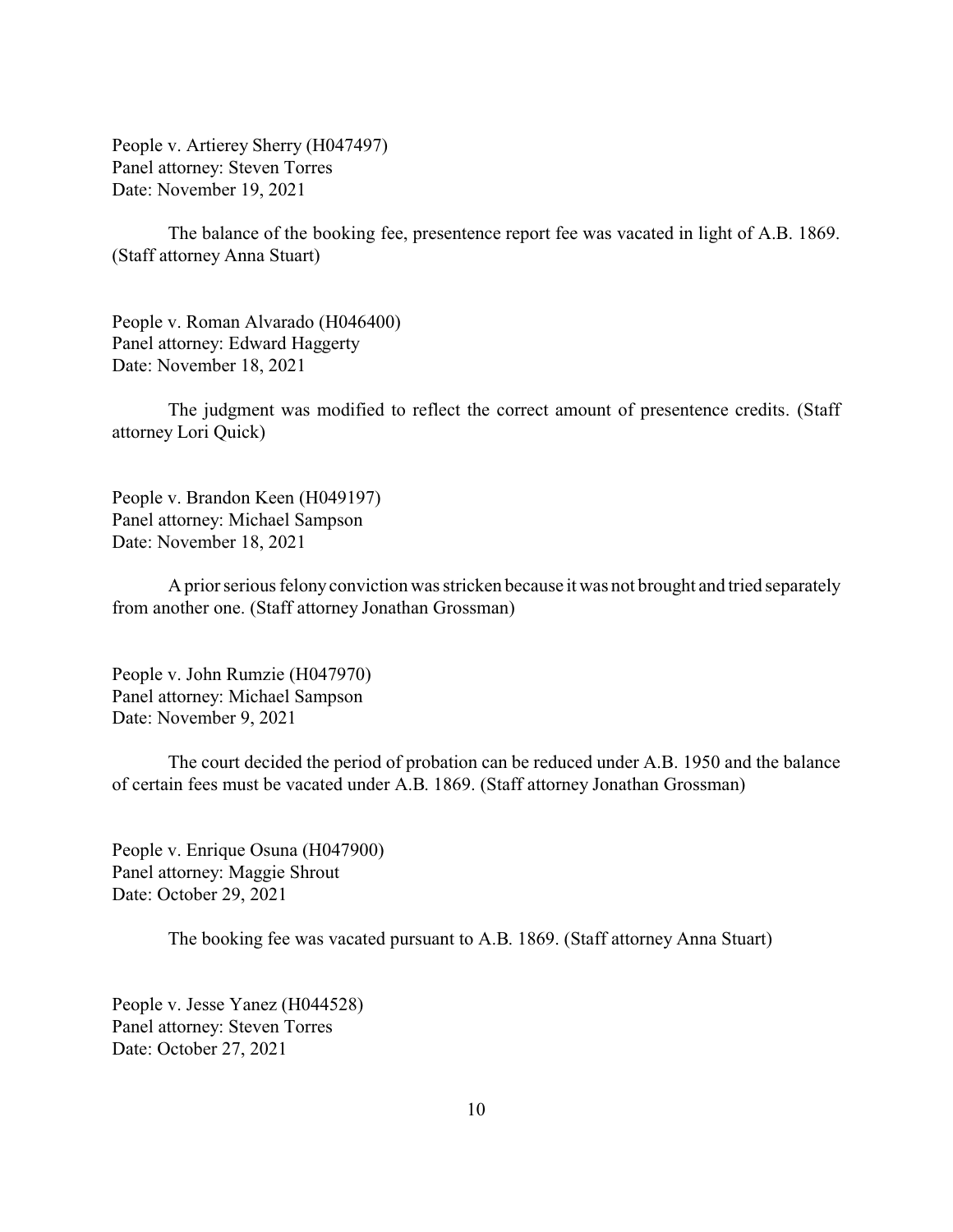People v. Artierey Sherry (H047497)
Panel attorney: Steven Torres
Date: November 19, 2021

The balance of the booking fee, presentence report fee was vacated in light of A.B. 1869. (Staff attorney Anna Stuart)

People v. Roman Alvarado (H046400)
Panel attorney: Edward Haggerty
Date: November 18, 2021

The judgment was modified to reflect the correct amount of presentence credits. (Staff attorney Lori Quick)

People v. Brandon Keen (H049197)
Panel attorney: Michael Sampson
Date: November 18, 2021

A prior serious felony conviction was stricken because it was not brought and tried separately from another one. (Staff attorney Jonathan Grossman)

People v. John Rumzie (H047970)
Panel attorney: Michael Sampson
Date: November 9, 2021

The court decided the period of probation can be reduced under A.B. 1950 and the balance of certain fees must be vacated under A.B. 1869. (Staff attorney Jonathan Grossman)

People v. Enrique Osuna (H047900)
Panel attorney: Maggie Shrout
Date: October 29, 2021

The booking fee was vacated pursuant to A.B. 1869. (Staff attorney Anna Stuart)

People v. Jesse Yanez (H044528)
Panel attorney: Steven Torres
Date: October 27, 2021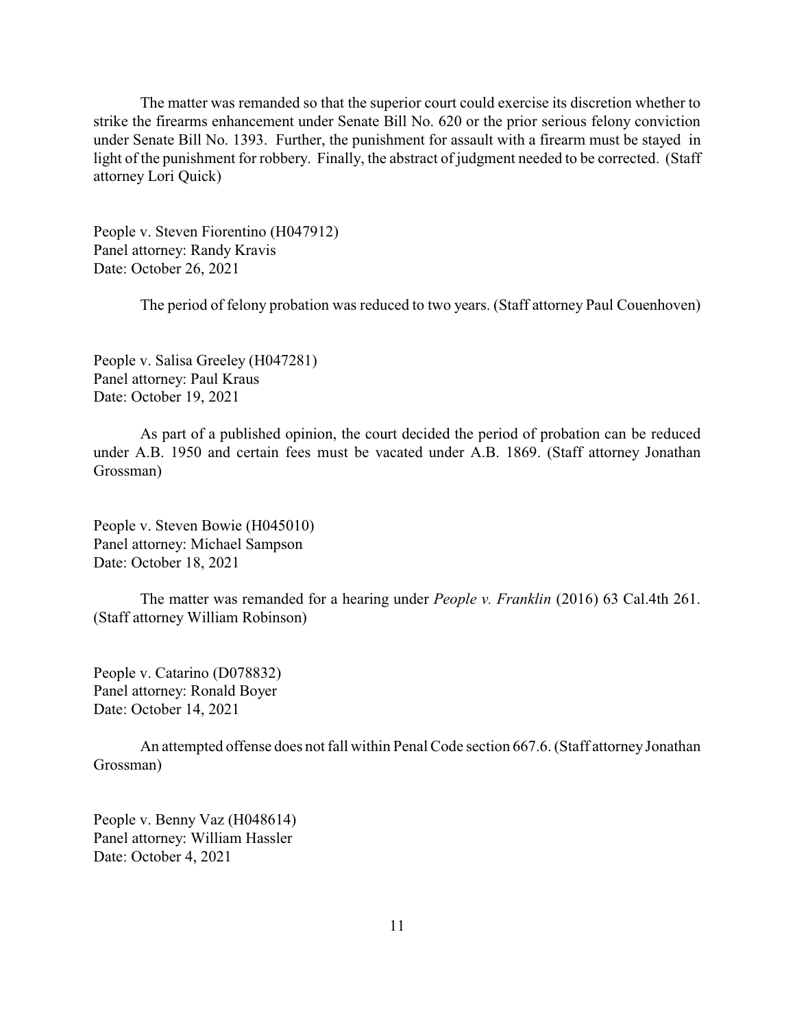The matter was remanded so that the superior court could exercise its discretion whether to strike the firearms enhancement under Senate Bill No. 620 or the prior serious felony conviction under Senate Bill No. 1393. Further, the punishment for assault with a firearm must be stayed in light of the punishment for robbery. Finally, the abstract of judgment needed to be corrected. (Staff attorney Lori Quick)

People v. Steven Fiorentino (H047912)
Panel attorney: Randy Kravis
Date: October 26, 2021

The period of felony probation was reduced to two years. (Staff attorney Paul Couenhoven)

People v. Salisa Greeley (H047281)
Panel attorney: Paul Kraus
Date: October 19, 2021

As part of a published opinion, the court decided the period of probation can be reduced under A.B. 1950 and certain fees must be vacated under A.B. 1869. (Staff attorney Jonathan Grossman)

People v. Steven Bowie (H045010)
Panel attorney: Michael Sampson
Date: October 18, 2021

The matter was remanded for a hearing under *People v. Franklin* (2016) 63 Cal.4th 261. (Staff attorney William Robinson)

People v. Catarino (D078832)
Panel attorney: Ronald Boyer
Date: October 14, 2021

An attempted offense does not fall within Penal Code section 667.6. (Staff attorney Jonathan Grossman)

People v. Benny Vaz (H048614)
Panel attorney: William Hassler
Date: October 4, 2021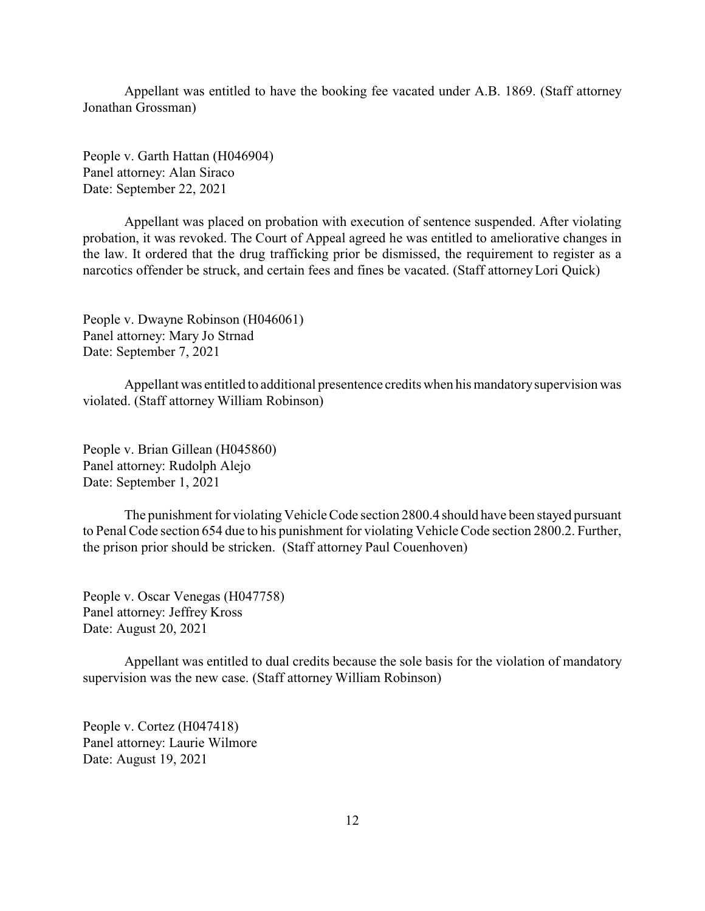Appellant was entitled to have the booking fee vacated under A.B. 1869. (Staff attorney Jonathan Grossman)

People v. Garth Hattan (H046904)
Panel attorney: Alan Siraco
Date: September 22, 2021

Appellant was placed on probation with execution of sentence suspended. After violating probation, it was revoked. The Court of Appeal agreed he was entitled to ameliorative changes in the law. It ordered that the drug trafficking prior be dismissed, the requirement to register as a narcotics offender be struck, and certain fees and fines be vacated. (Staff attorney Lori Quick)

People v. Dwayne Robinson (H046061)
Panel attorney: Mary Jo Strnad
Date: September 7, 2021

Appellant was entitled to additional presentence credits when his mandatory supervision was violated. (Staff attorney William Robinson)

People v. Brian Gillean (H045860)
Panel attorney: Rudolph Alejo
Date: September 1, 2021

The punishment for violating Vehicle Code section 2800.4 should have been stayed pursuant to Penal Code section 654 due to his punishment for violating Vehicle Code section 2800.2. Further, the prison prior should be stricken. (Staff attorney Paul Couenhoven)

People v. Oscar Venegas (H047758)
Panel attorney: Jeffrey Kross
Date: August 20, 2021

Appellant was entitled to dual credits because the sole basis for the violation of mandatory supervision was the new case. (Staff attorney William Robinson)

People v. Cortez (H047418)
Panel attorney: Laurie Wilmore
Date: August 19, 2021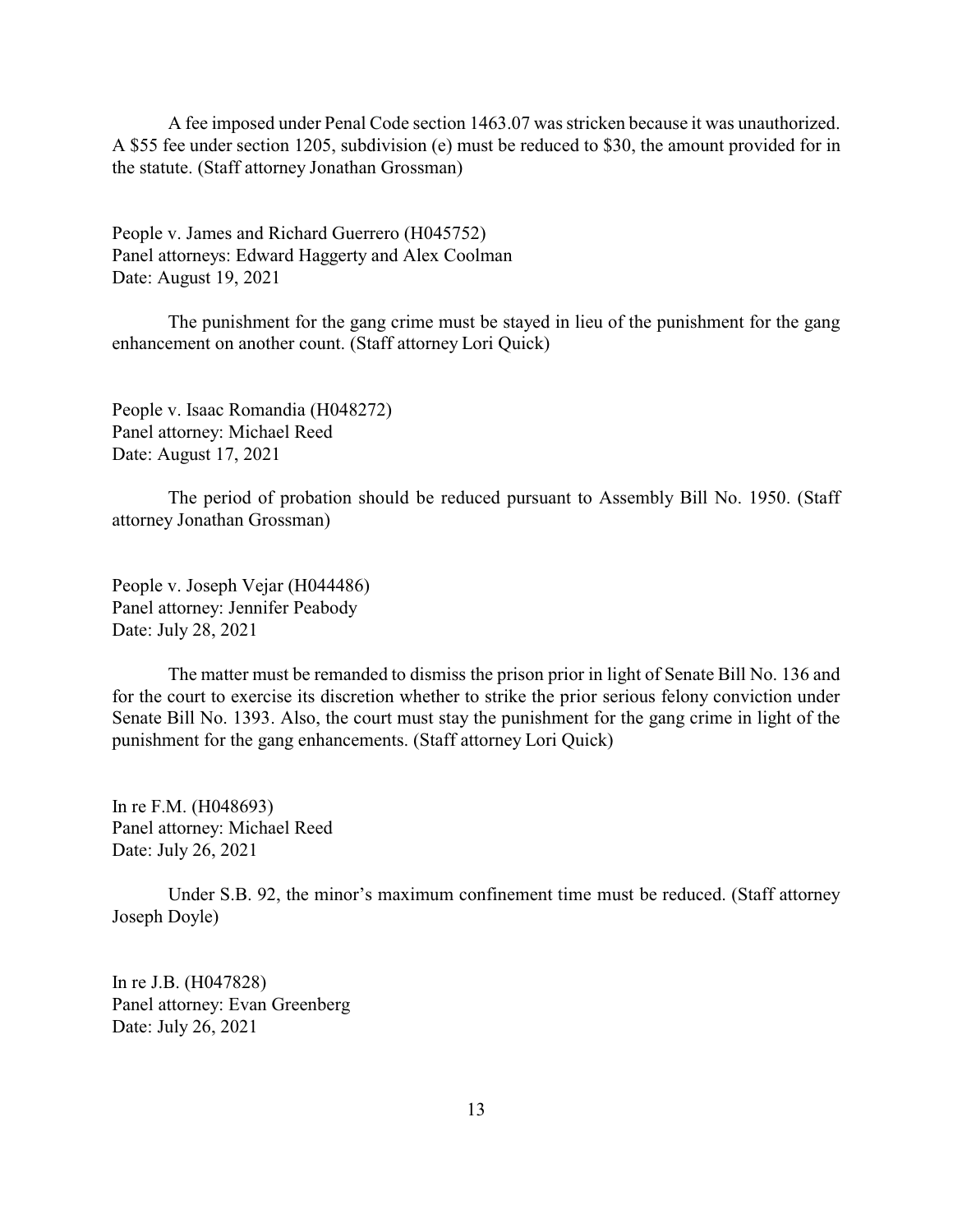A fee imposed under Penal Code section 1463.07 was stricken because it was unauthorized. A $55 fee under section 1205, subdivision (e) must be reduced to $30, the amount provided for in the statute. (Staff attorney Jonathan Grossman)

People v. James and Richard Guerrero (H045752)
Panel attorneys: Edward Haggerty and Alex Coolman
Date: August 19, 2021

The punishment for the gang crime must be stayed in lieu of the punishment for the gang enhancement on another count. (Staff attorney Lori Quick)

People v. Isaac Romandia (H048272)
Panel attorney: Michael Reed
Date: August 17, 2021

The period of probation should be reduced pursuant to Assembly Bill No. 1950. (Staff attorney Jonathan Grossman)

People v. Joseph Vejar (H044486)
Panel attorney: Jennifer Peabody
Date: July 28, 2021

The matter must be remanded to dismiss the prison prior in light of Senate Bill No. 136 and for the court to exercise its discretion whether to strike the prior serious felony conviction under Senate Bill No. 1393. Also, the court must stay the punishment for the gang crime in light of the punishment for the gang enhancements. (Staff attorney Lori Quick)

In re F.M. (H048693)
Panel attorney: Michael Reed
Date: July 26, 2021

Under S.B. 92, the minor's maximum confinement time must be reduced. (Staff attorney Joseph Doyle)

In re J.B. (H047828)
Panel attorney: Evan Greenberg
Date: July 26, 2021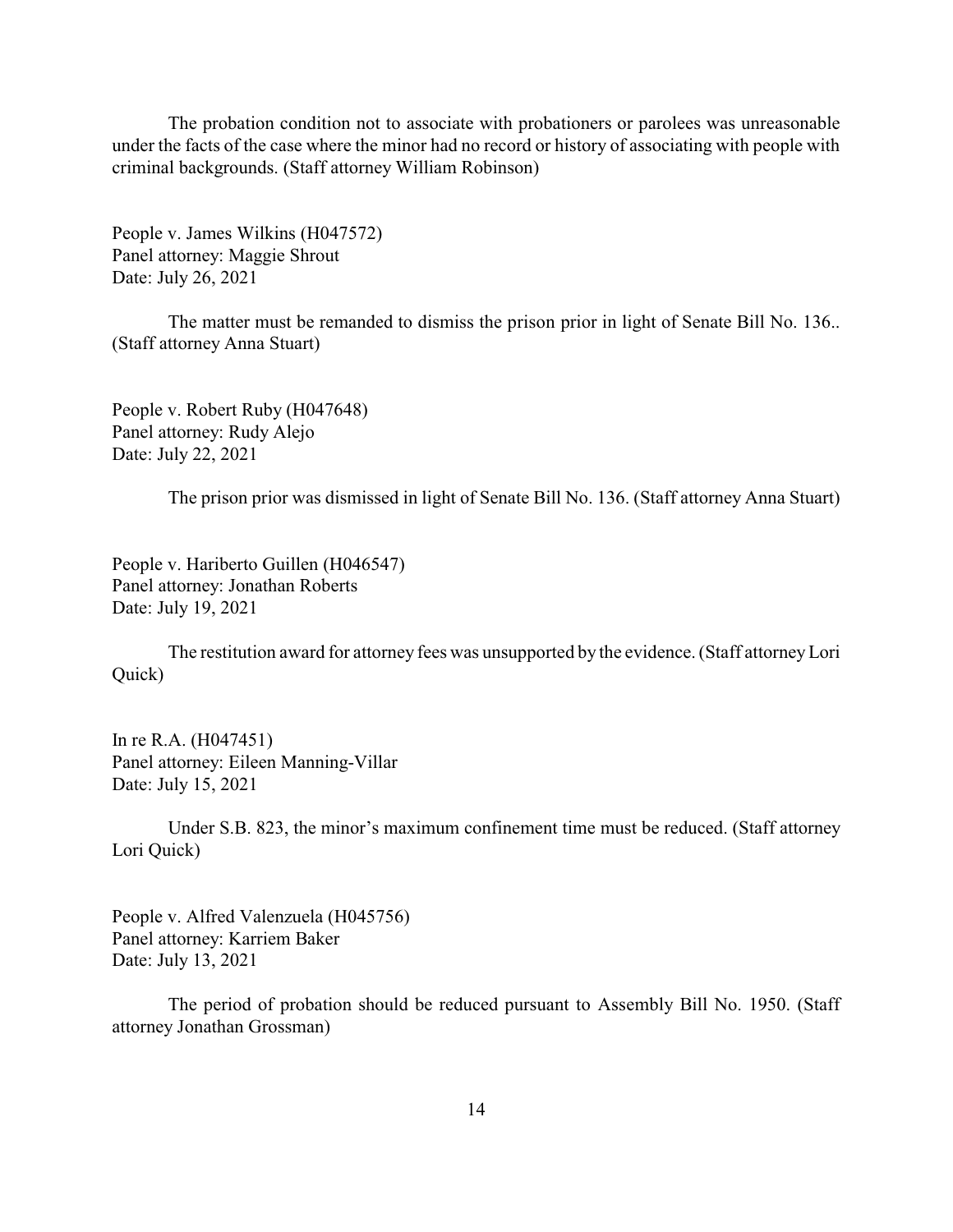The probation condition not to associate with probationers or parolees was unreasonable under the facts of the case where the minor had no record or history of associating with people with criminal backgrounds. (Staff attorney William Robinson)

People v. James Wilkins (H047572)
Panel attorney: Maggie Shrout
Date: July 26, 2021

The matter must be remanded to dismiss the prison prior in light of Senate Bill No. 136.. (Staff attorney Anna Stuart)

People v. Robert Ruby (H047648)
Panel attorney: Rudy Alejo
Date: July 22, 2021

The prison prior was dismissed in light of Senate Bill No. 136. (Staff attorney Anna Stuart)

People v. Hariberto Guillen (H046547)
Panel attorney: Jonathan Roberts
Date: July 19, 2021

The restitution award for attorney fees was unsupported by the evidence. (Staff attorney Lori Quick)

In re R.A. (H047451)
Panel attorney: Eileen Manning-Villar
Date: July 15, 2021

Under S.B. 823, the minor's maximum confinement time must be reduced. (Staff attorney Lori Quick)

People v. Alfred Valenzuela (H045756)
Panel attorney: Karriem Baker
Date: July 13, 2021

The period of probation should be reduced pursuant to Assembly Bill No. 1950. (Staff attorney Jonathan Grossman)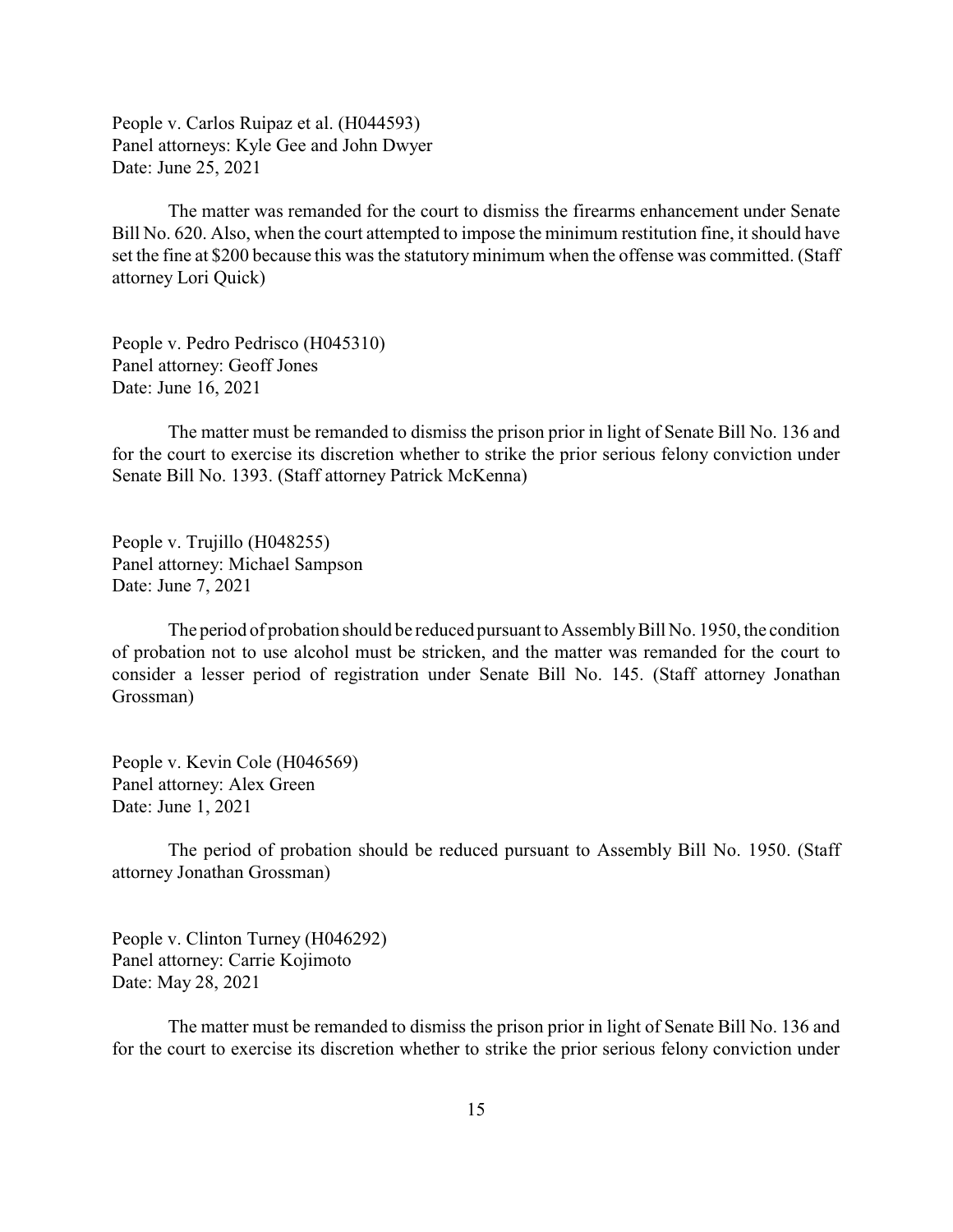People v. Carlos Ruipaz et al. (H044593)
Panel attorneys: Kyle Gee and John Dwyer
Date: June 25, 2021

The matter was remanded for the court to dismiss the firearms enhancement under Senate Bill No. 620. Also, when the court attempted to impose the minimum restitution fine, it should have set the fine at $200 because this was the statutory minimum when the offense was committed. (Staff attorney Lori Quick)

People v. Pedro Pedrisco (H045310)
Panel attorney: Geoff Jones
Date: June 16, 2021

The matter must be remanded to dismiss the prison prior in light of Senate Bill No. 136 and for the court to exercise its discretion whether to strike the prior serious felony conviction under Senate Bill No. 1393. (Staff attorney Patrick McKenna)

People v. Trujillo (H048255)
Panel attorney: Michael Sampson
Date: June 7, 2021

The period of probation should be reduced pursuant to Assembly Bill No. 1950, the condition of probation not to use alcohol must be stricken, and the matter was remanded for the court to consider a lesser period of registration under Senate Bill No. 145. (Staff attorney Jonathan Grossman)

People v. Kevin Cole (H046569)
Panel attorney: Alex Green
Date: June 1, 2021

The period of probation should be reduced pursuant to Assembly Bill No. 1950. (Staff attorney Jonathan Grossman)

People v. Clinton Turney (H046292)
Panel attorney: Carrie Kojimoto
Date: May 28, 2021

The matter must be remanded to dismiss the prison prior in light of Senate Bill No. 136 and for the court to exercise its discretion whether to strike the prior serious felony conviction under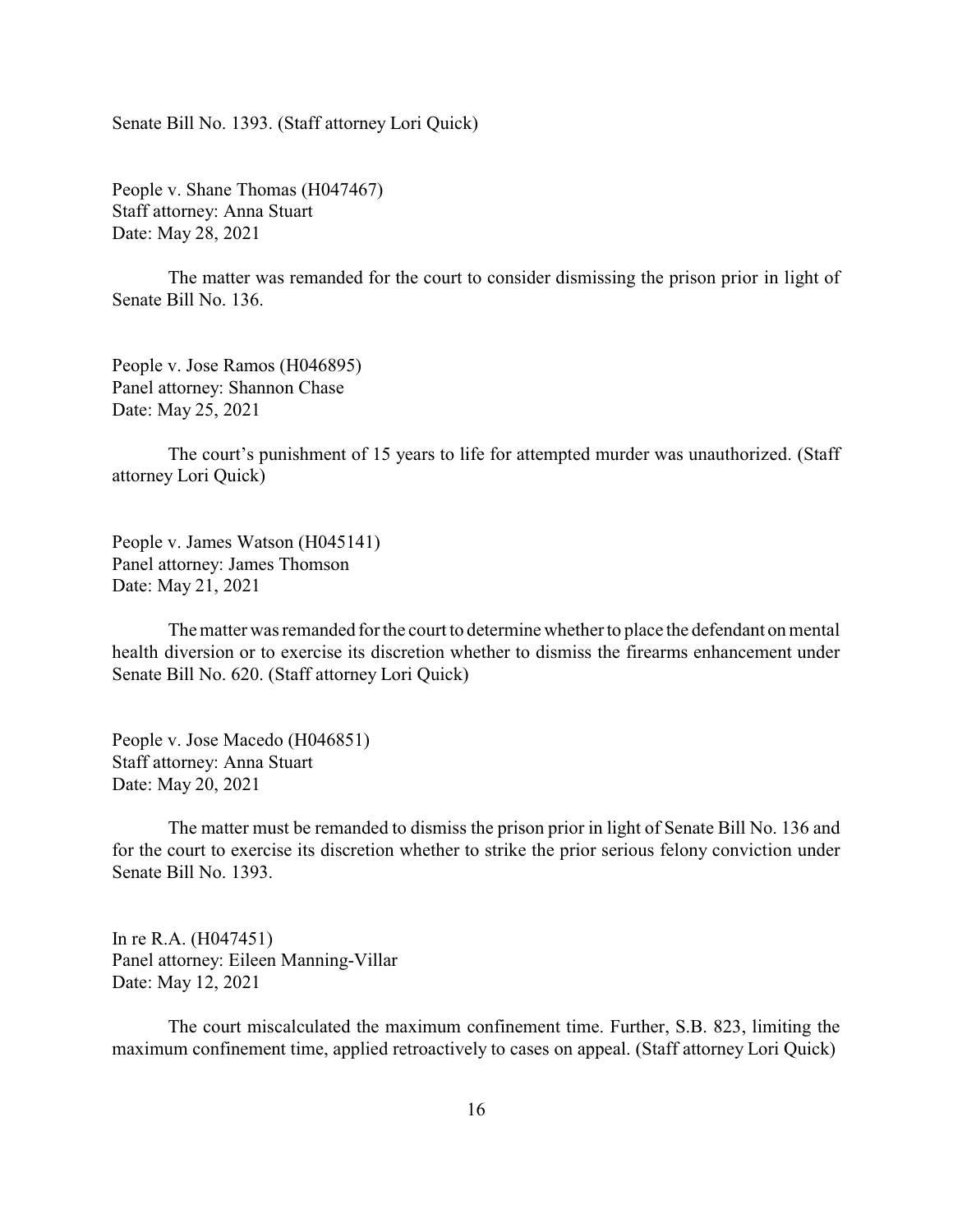Senate Bill No. 1393. (Staff attorney Lori Quick)

People v. Shane Thomas (H047467)
Staff attorney: Anna Stuart
Date: May 28, 2021

The matter was remanded for the court to consider dismissing the prison prior in light of Senate Bill No. 136.

People v. Jose Ramos (H046895)
Panel attorney: Shannon Chase
Date: May 25, 2021

The court's punishment of 15 years to life for attempted murder was unauthorized. (Staff attorney Lori Quick)

People v. James Watson (H045141)
Panel attorney: James Thomson
Date: May 21, 2021

The matter was remanded for the court to determine whether to place the defendant on mental health diversion or to exercise its discretion whether to dismiss the firearms enhancement under Senate Bill No. 620. (Staff attorney Lori Quick)

People v. Jose Macedo (H046851)
Staff attorney: Anna Stuart
Date: May 20, 2021

The matter must be remanded to dismiss the prison prior in light of Senate Bill No. 136 and for the court to exercise its discretion whether to strike the prior serious felony conviction under Senate Bill No. 1393.

In re R.A. (H047451)
Panel attorney: Eileen Manning-Villar
Date: May 12, 2021

The court miscalculated the maximum confinement time. Further, S.B. 823, limiting the maximum confinement time, applied retroactively to cases on appeal. (Staff attorney Lori Quick)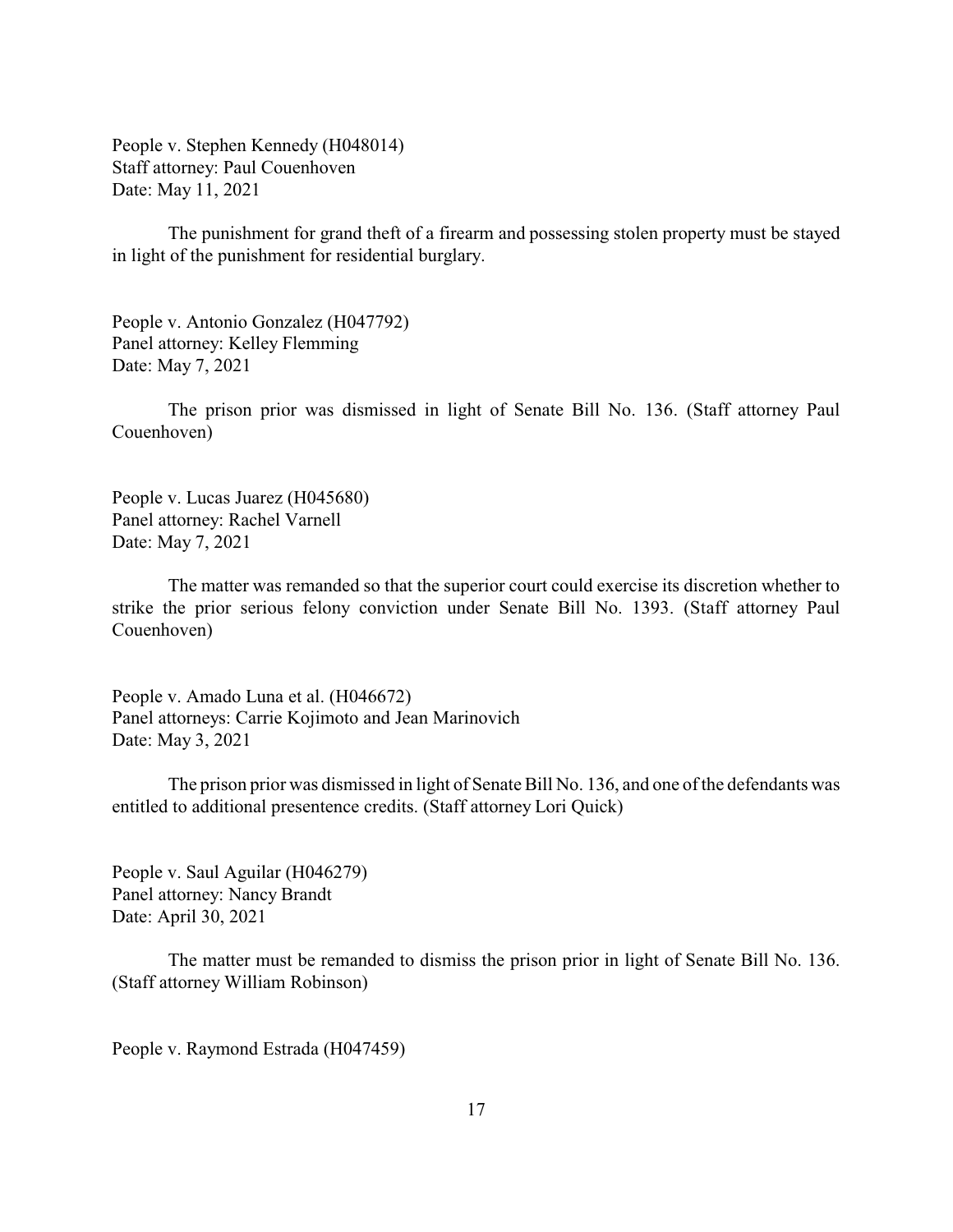People v. Stephen Kennedy (H048014)
Staff attorney: Paul Couenhoven
Date: May 11, 2021

The punishment for grand theft of a firearm and possessing stolen property must be stayed in light of the punishment for residential burglary.

People v. Antonio Gonzalez (H047792)
Panel attorney: Kelley Flemming
Date: May 7, 2021

The prison prior was dismissed in light of Senate Bill No. 136. (Staff attorney Paul Couenhoven)

People v. Lucas Juarez (H045680)
Panel attorney: Rachel Varnell
Date: May 7, 2021

The matter was remanded so that the superior court could exercise its discretion whether to strike the prior serious felony conviction under Senate Bill No. 1393. (Staff attorney Paul Couenhoven)

People v. Amado Luna et al. (H046672)
Panel attorneys: Carrie Kojimoto and Jean Marinovich
Date: May 3, 2021

The prison prior was dismissed in light of Senate Bill No. 136, and one of the defendants was entitled to additional presentence credits. (Staff attorney Lori Quick)

People v. Saul Aguilar (H046279)
Panel attorney: Nancy Brandt
Date: April 30, 2021

The matter must be remanded to dismiss the prison prior in light of Senate Bill No. 136. (Staff attorney William Robinson)

People v. Raymond Estrada (H047459)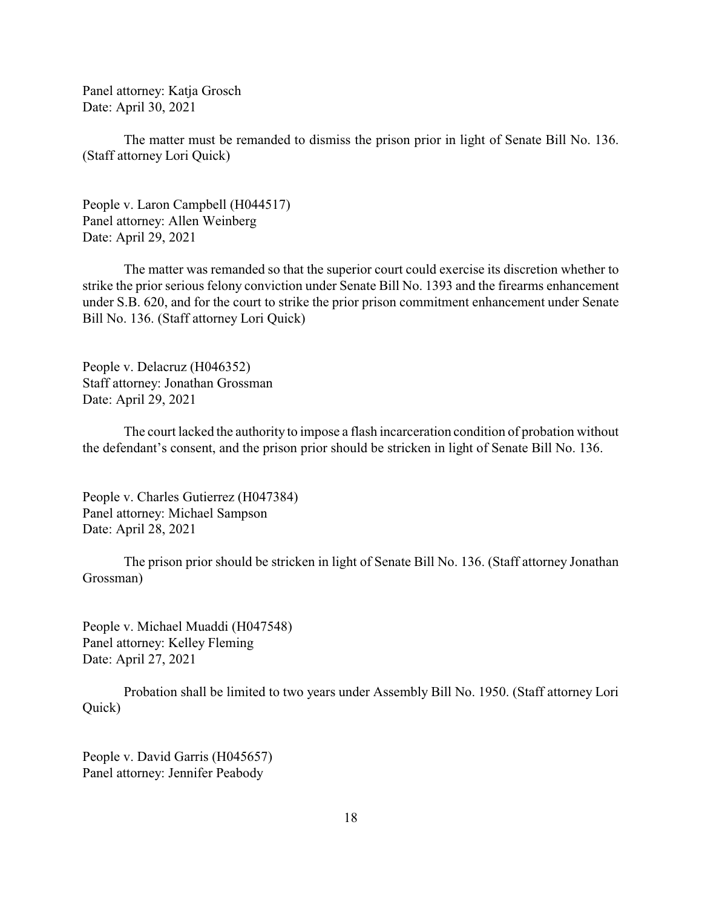Panel attorney: Katja Grosch
Date: April 30, 2021

The matter must be remanded to dismiss the prison prior in light of Senate Bill No. 136. (Staff attorney Lori Quick)

People v. Laron Campbell (H044517)
Panel attorney: Allen Weinberg
Date: April 29, 2021

The matter was remanded so that the superior court could exercise its discretion whether to strike the prior serious felony conviction under Senate Bill No. 1393 and the firearms enhancement under S.B. 620, and for the court to strike the prior prison commitment enhancement under Senate Bill No. 136. (Staff attorney Lori Quick)

People v. Delacruz (H046352)
Staff attorney: Jonathan Grossman
Date: April 29, 2021

The court lacked the authority to impose a flash incarceration condition of probation without the defendant's consent, and the prison prior should be stricken in light of Senate Bill No. 136.

People v. Charles Gutierrez (H047384)
Panel attorney: Michael Sampson
Date: April 28, 2021

The prison prior should be stricken in light of Senate Bill No. 136. (Staff attorney Jonathan Grossman)

People v. Michael Muaddi (H047548)
Panel attorney: Kelley Fleming
Date: April 27, 2021

Probation shall be limited to two years under Assembly Bill No. 1950. (Staff attorney Lori Quick)

People v. David Garris (H045657)
Panel attorney: Jennifer Peabody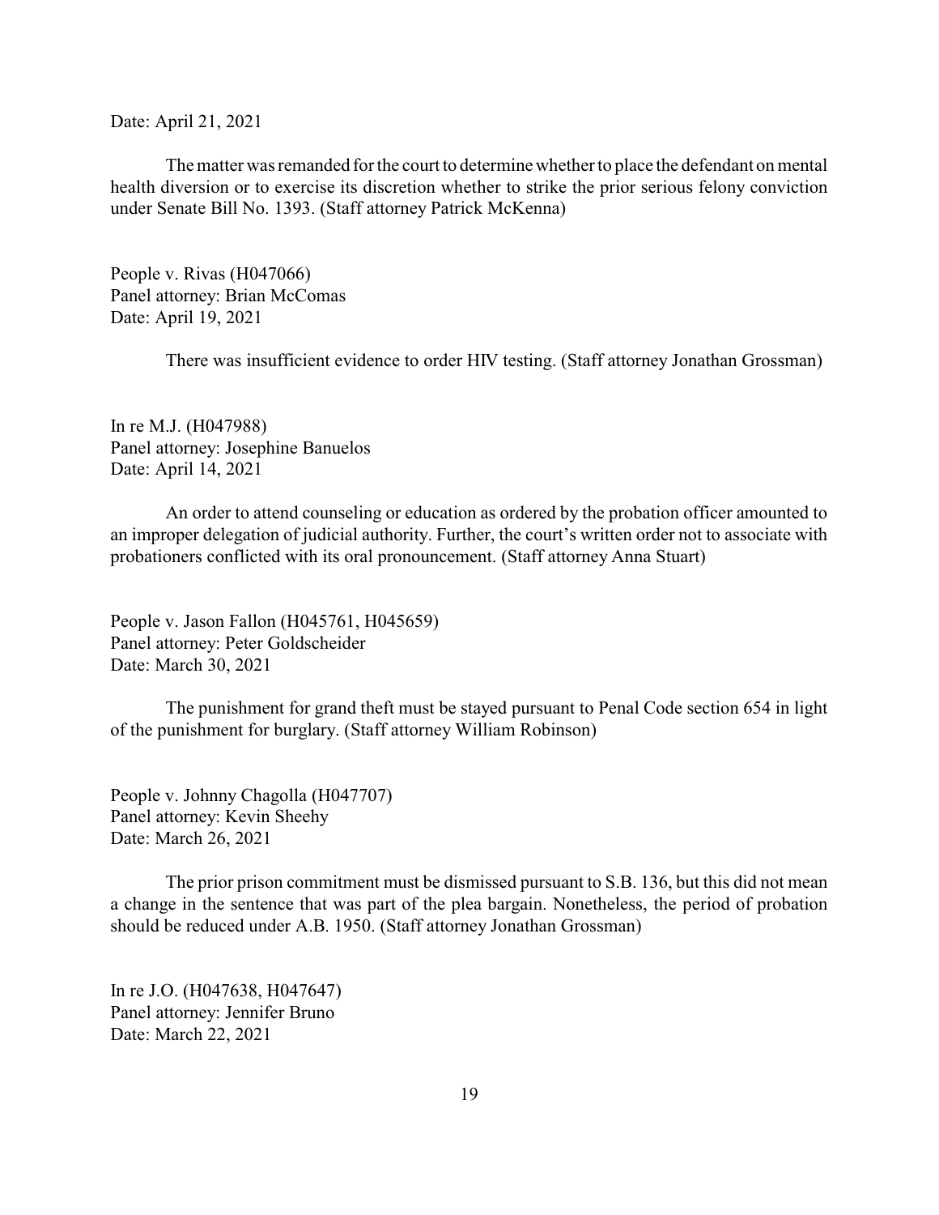Date: April 21, 2021

The matter was remanded for the court to determine whether to place the defendant on mental health diversion or to exercise its discretion whether to strike the prior serious felony conviction under Senate Bill No. 1393. (Staff attorney Patrick McKenna)

People v. Rivas (H047066)
Panel attorney: Brian McComas
Date: April 19, 2021

There was insufficient evidence to order HIV testing. (Staff attorney Jonathan Grossman)

In re M.J. (H047988)
Panel attorney: Josephine Banuelos
Date: April 14, 2021

An order to attend counseling or education as ordered by the probation officer amounted to an improper delegation of judicial authority. Further, the court's written order not to associate with probationers conflicted with its oral pronouncement. (Staff attorney Anna Stuart)

People v. Jason Fallon (H045761, H045659)
Panel attorney: Peter Goldscheider
Date: March 30, 2021

The punishment for grand theft must be stayed pursuant to Penal Code section 654 in light of the punishment for burglary. (Staff attorney William Robinson)

People v. Johnny Chagolla (H047707)
Panel attorney: Kevin Sheehy
Date: March 26, 2021

The prior prison commitment must be dismissed pursuant to S.B. 136, but this did not mean a change in the sentence that was part of the plea bargain. Nonetheless, the period of probation should be reduced under A.B. 1950. (Staff attorney Jonathan Grossman)

In re J.O. (H047638, H047647)
Panel attorney: Jennifer Bruno
Date: March 22, 2021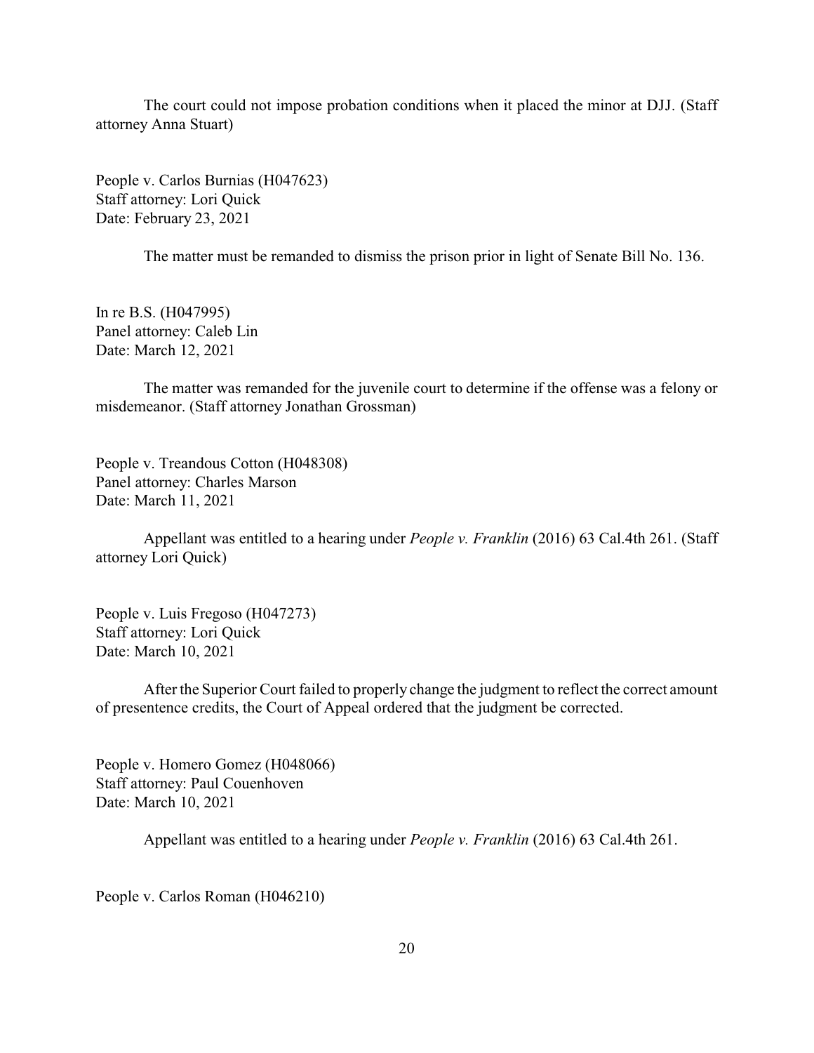The court could not impose probation conditions when it placed the minor at DJJ. (Staff attorney Anna Stuart)

People v. Carlos Burnias (H047623)
Staff attorney: Lori Quick
Date: February 23, 2021

The matter must be remanded to dismiss the prison prior in light of Senate Bill No. 136.

In re B.S. (H047995)
Panel attorney: Caleb Lin
Date: March 12, 2021

The matter was remanded for the juvenile court to determine if the offense was a felony or misdemeanor. (Staff attorney Jonathan Grossman)

People v. Treandous Cotton (H048308)
Panel attorney: Charles Marson
Date: March 11, 2021

Appellant was entitled to a hearing under *People v. Franklin* (2016) 63 Cal.4th 261. (Staff attorney Lori Quick)

People v. Luis Fregoso (H047273)
Staff attorney: Lori Quick
Date: March 10, 2021

After the Superior Court failed to properly change the judgment to reflect the correct amount of presentence credits, the Court of Appeal ordered that the judgment be corrected.

People v. Homero Gomez (H048066)
Staff attorney: Paul Couenhoven
Date: March 10, 2021

Appellant was entitled to a hearing under *People v. Franklin* (2016) 63 Cal.4th 261.

People v. Carlos Roman (H046210)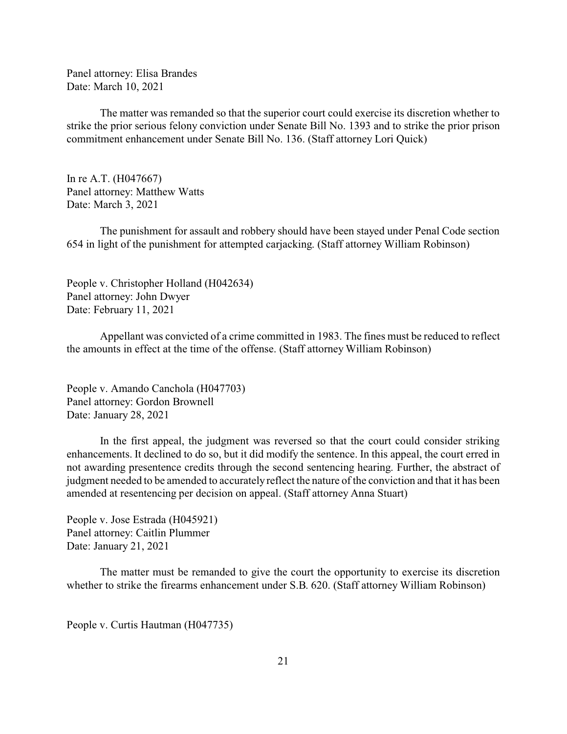Panel attorney: Elisa Brandes
Date: March 10, 2021

The matter was remanded so that the superior court could exercise its discretion whether to strike the prior serious felony conviction under Senate Bill No. 1393 and to strike the prior prison commitment enhancement under Senate Bill No. 136. (Staff attorney Lori Quick)

In re A.T. (H047667)
Panel attorney: Matthew Watts
Date: March 3, 2021

The punishment for assault and robbery should have been stayed under Penal Code section 654 in light of the punishment for attempted carjacking. (Staff attorney William Robinson)

People v. Christopher Holland (H042634)
Panel attorney: John Dwyer
Date: February 11, 2021

Appellant was convicted of a crime committed in 1983. The fines must be reduced to reflect the amounts in effect at the time of the offense. (Staff attorney William Robinson)

People v. Amando Canchola (H047703)
Panel attorney: Gordon Brownell
Date: January 28, 2021

In the first appeal, the judgment was reversed so that the court could consider striking enhancements. It declined to do so, but it did modify the sentence. In this appeal, the court erred in not awarding presentence credits through the second sentencing hearing. Further, the abstract of judgment needed to be amended to accurately reflect the nature of the conviction and that it has been amended at resentencing per decision on appeal. (Staff attorney Anna Stuart)

People v. Jose Estrada (H045921)
Panel attorney: Caitlin Plummer
Date: January 21, 2021

The matter must be remanded to give the court the opportunity to exercise its discretion whether to strike the firearms enhancement under S.B. 620. (Staff attorney William Robinson)

People v. Curtis Hautman (H047735)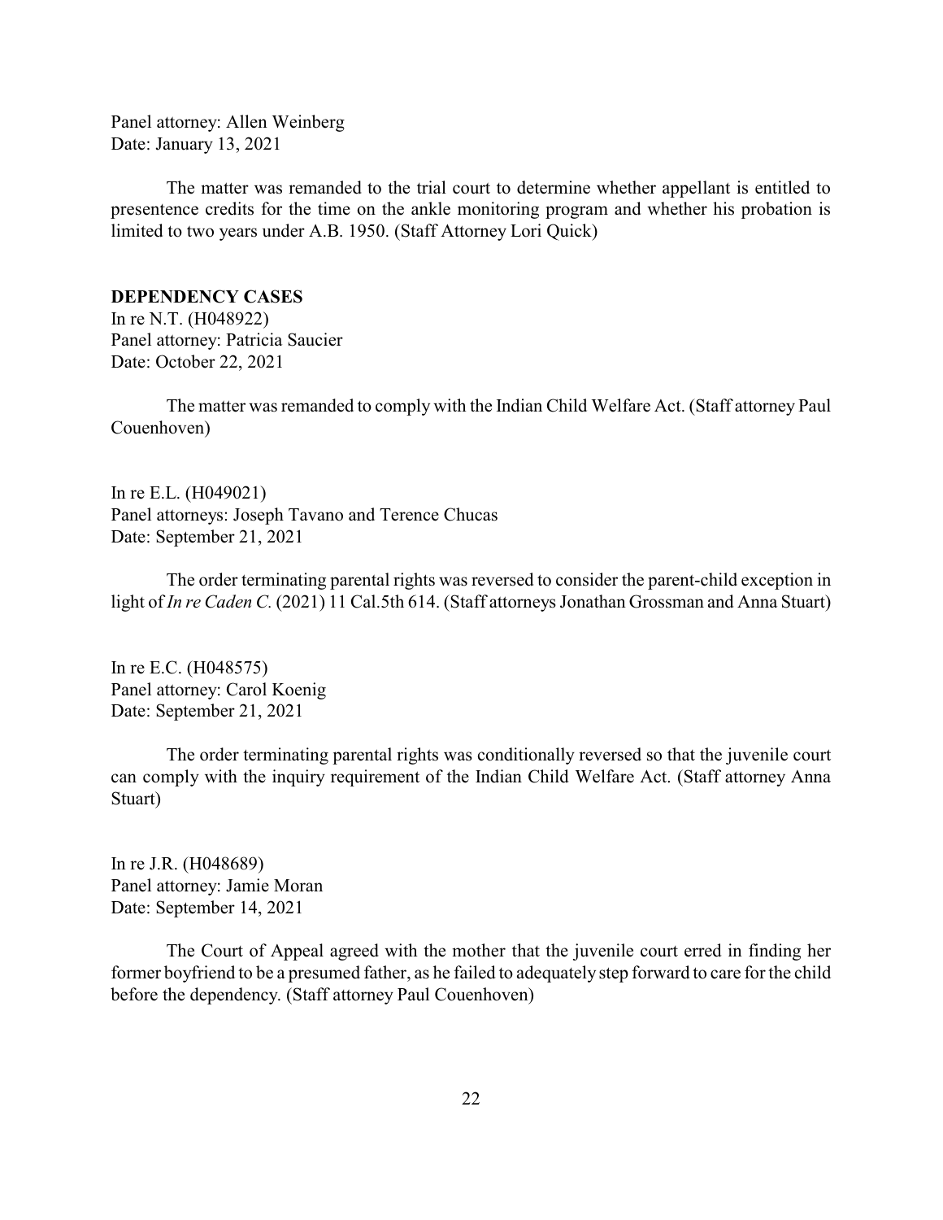Panel attorney: Allen Weinberg
Date: January 13, 2021

The matter was remanded to the trial court to determine whether appellant is entitled to presentence credits for the time on the ankle monitoring program and whether his probation is limited to two years under A.B. 1950. (Staff Attorney Lori Quick)

**DEPENDENCY CASES**

In re N.T. (H048922)
Panel attorney: Patricia Saucier
Date: October 22, 2021

The matter was remanded to comply with the Indian Child Welfare Act. (Staff attorney Paul Couenhoven)

In re E.L. (H049021)
Panel attorneys: Joseph Tavano and Terence Chucas
Date: September 21, 2021

The order terminating parental rights was reversed to consider the parent-child exception in light of *In re Caden C.* (2021) 11 Cal.5th 614. (Staff attorneys Jonathan Grossman and Anna Stuart)

In re E.C. (H048575)
Panel attorney: Carol Koenig
Date: September 21, 2021

The order terminating parental rights was conditionally reversed so that the juvenile court can comply with the inquiry requirement of the Indian Child Welfare Act. (Staff attorney Anna Stuart)

In re J.R. (H048689)
Panel attorney: Jamie Moran
Date: September 14, 2021

The Court of Appeal agreed with the mother that the juvenile court erred in finding her former boyfriend to be a presumed father, as he failed to adequately step forward to care for the child before the dependency. (Staff attorney Paul Couenhoven)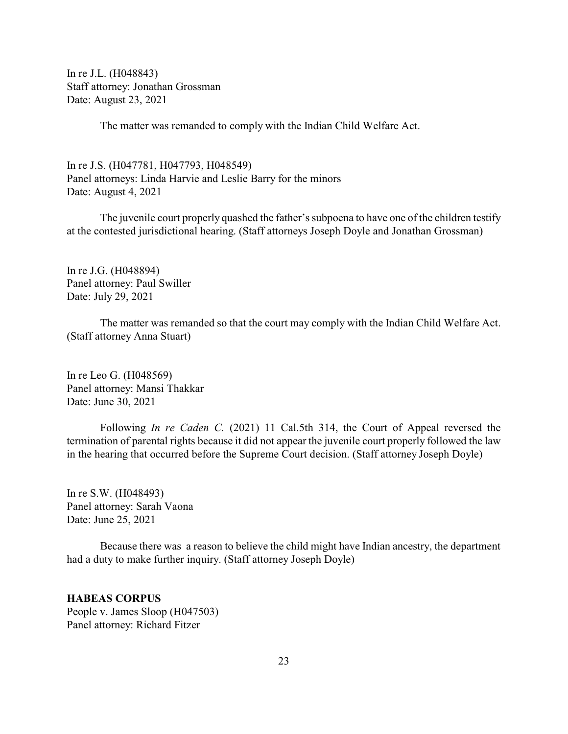In re J.L. (H048843)
Staff attorney: Jonathan Grossman
Date: August 23, 2021

The matter was remanded to comply with the Indian Child Welfare Act.

In re J.S. (H047781, H047793, H048549)
Panel attorneys: Linda Harvie and Leslie Barry for the minors
Date: August 4, 2021

The juvenile court properly quashed the father's subpoena to have one of the children testify at the contested jurisdictional hearing. (Staff attorneys Joseph Doyle and Jonathan Grossman)

In re J.G. (H048894)
Panel attorney: Paul Swiller
Date: July 29, 2021

The matter was remanded so that the court may comply with the Indian Child Welfare Act. (Staff attorney Anna Stuart)

In re Leo G. (H048569)
Panel attorney: Mansi Thakkar
Date: June 30, 2021

Following *In re Caden C.* (2021) 11 Cal.5th 314, the Court of Appeal reversed the termination of parental rights because it did not appear the juvenile court properly followed the law in the hearing that occurred before the Supreme Court decision. (Staff attorney Joseph Doyle)

In re S.W. (H048493)
Panel attorney: Sarah Vaona
Date: June 25, 2021

Because there was a reason to believe the child might have Indian ancestry, the department had a duty to make further inquiry. (Staff attorney Joseph Doyle)

**HABEAS CORPUS**
People v. James Sloop (H047503)
Panel attorney: Richard Fitzer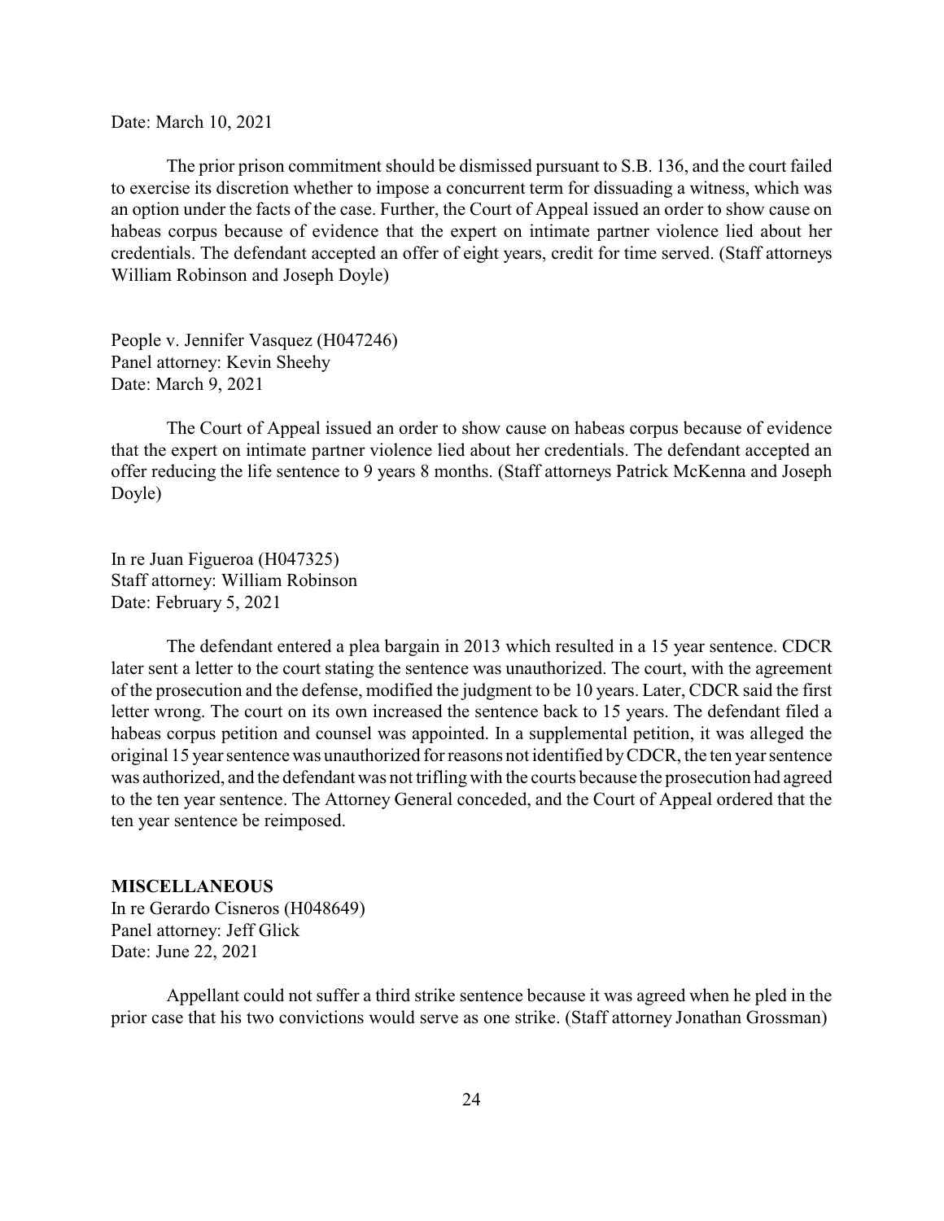Date: March 10, 2021

The prior prison commitment should be dismissed pursuant to S.B. 136, and the court failed to exercise its discretion whether to impose a concurrent term for dissuading a witness, which was an option under the facts of the case. Further, the Court of Appeal issued an order to show cause on habeas corpus because of evidence that the expert on intimate partner violence lied about her credentials. The defendant accepted an offer of eight years, credit for time served. (Staff attorneys William Robinson and Joseph Doyle)

People v. Jennifer Vasquez (H047246)
Panel attorney: Kevin Sheehy
Date: March 9, 2021

The Court of Appeal issued an order to show cause on habeas corpus because of evidence that the expert on intimate partner violence lied about her credentials. The defendant accepted an offer reducing the life sentence to 9 years 8 months. (Staff attorneys Patrick McKenna and Joseph Doyle)

In re Juan Figueroa (H047325)
Staff attorney: William Robinson
Date: February 5, 2021

The defendant entered a plea bargain in 2013 which resulted in a 15 year sentence. CDCR later sent a letter to the court stating the sentence was unauthorized. The court, with the agreement of the prosecution and the defense, modified the judgment to be 10 years. Later, CDCR said the first letter wrong. The court on its own increased the sentence back to 15 years. The defendant filed a habeas corpus petition and counsel was appointed. In a supplemental petition, it was alleged the original 15 year sentence was unauthorized for reasons not identified by CDCR, the ten year sentence was authorized, and the defendant was not trifling with the courts because the prosecution had agreed to the ten year sentence. The Attorney General conceded, and the Court of Appeal ordered that the ten year sentence be reimposed.

**MISCELLANEOUS**

In re Gerardo Cisneros (H048649)
Panel attorney: Jeff Glick
Date: June 22, 2021

Appellant could not suffer a third strike sentence because it was agreed when he pled in the prior case that his two convictions would serve as one strike. (Staff attorney Jonathan Grossman)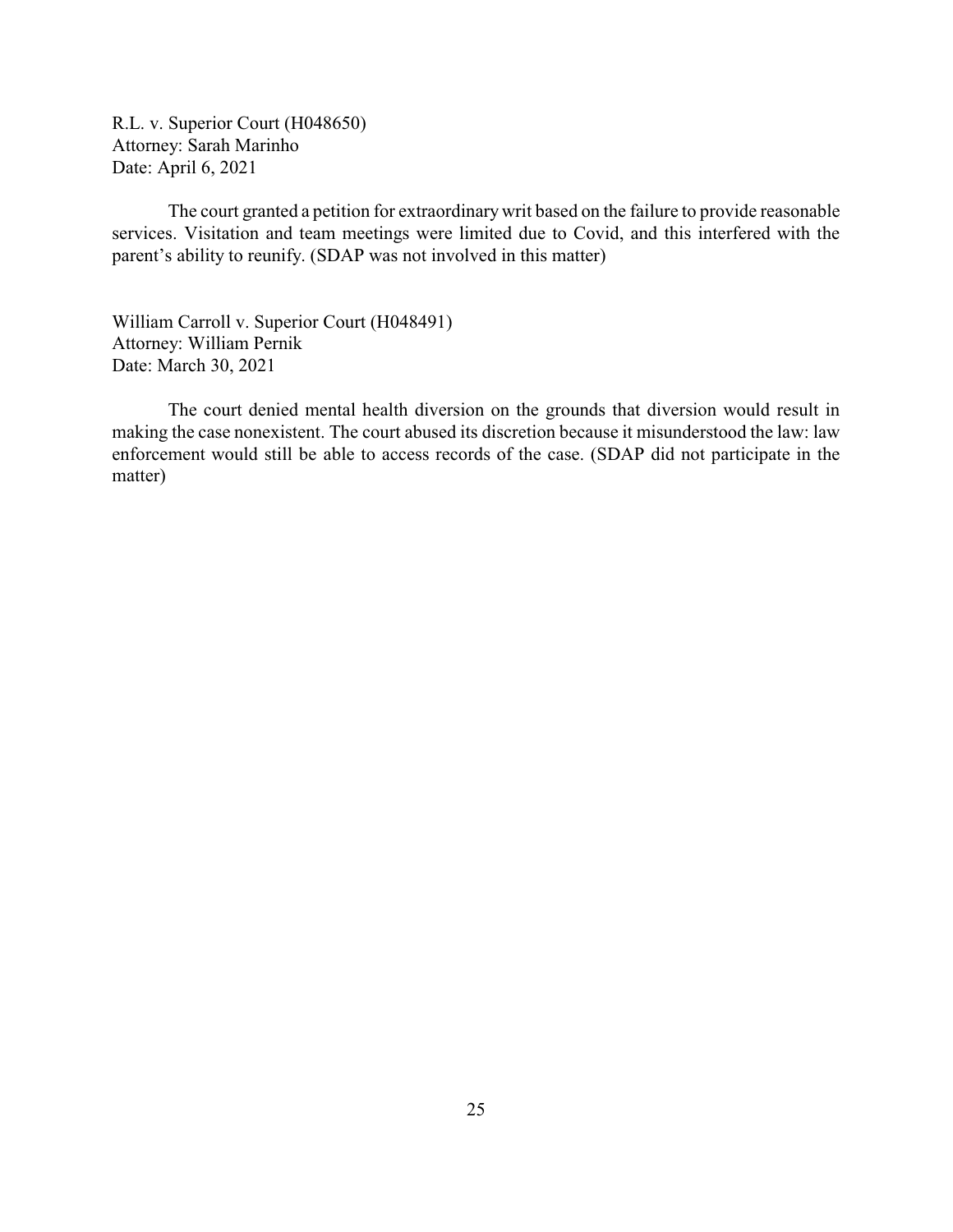R.L. v. Superior Court (H048650)
Attorney: Sarah Marinho
Date: April 6, 2021

The court granted a petition for extraordinary writ based on the failure to provide reasonable services. Visitation and team meetings were limited due to Covid, and this interfered with the parent's ability to reunify. (SDAP was not involved in this matter)

William Carroll v. Superior Court (H048491)
Attorney: William Pernik
Date: March 30, 2021

The court denied mental health diversion on the grounds that diversion would result in making the case nonexistent. The court abused its discretion because it misunderstood the law: law enforcement would still be able to access records of the case. (SDAP did not participate in the matter)